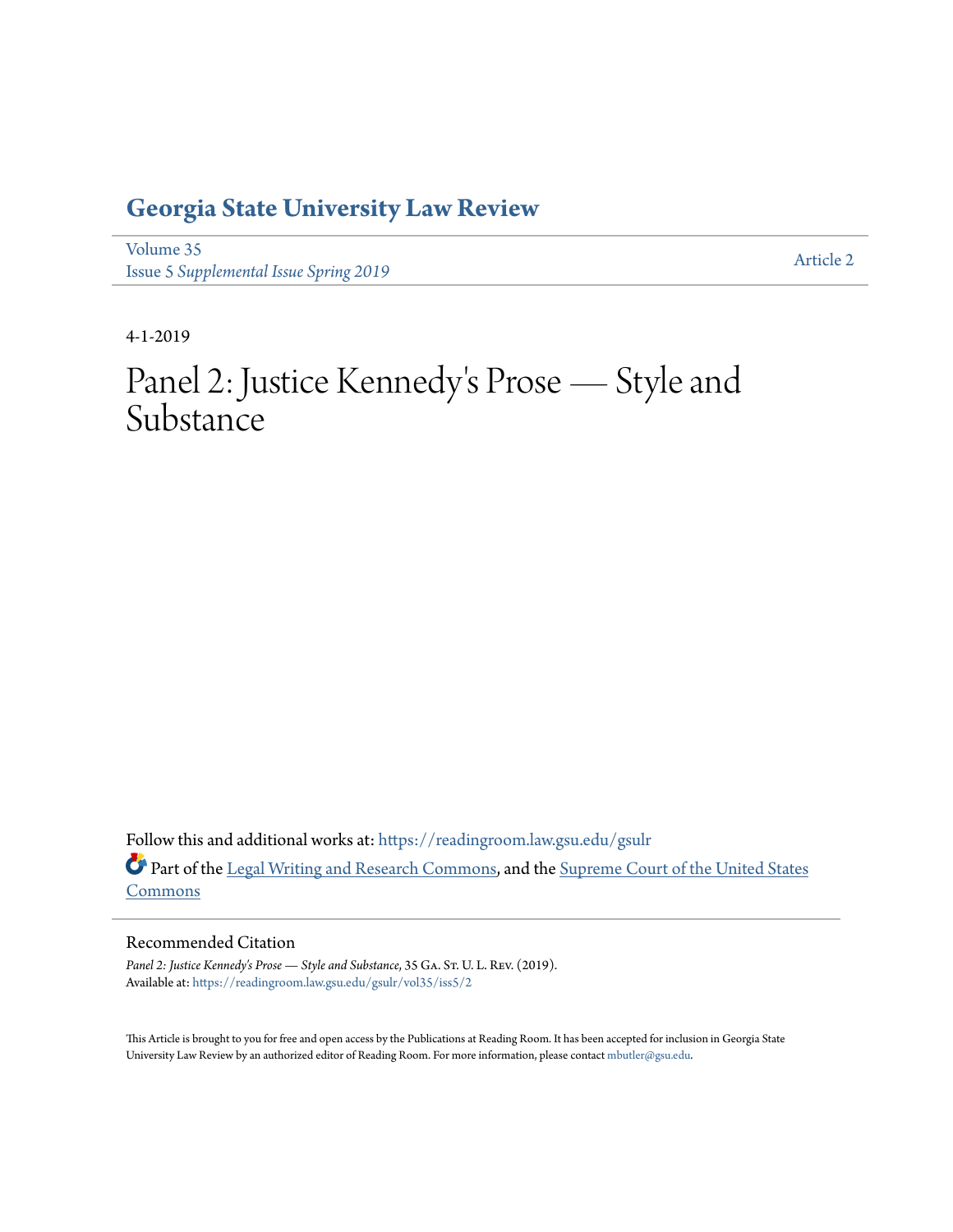# Georgia State University Law Review

Volume 35
Issue 5 *Supplemental Issue Spring 2019*

Article 2

4-1-2019

# Panel 2: Justice Kennedy's Prose — Style and Substance

Follow this and additional works at: https://readingroom.law.gsu.edu/gsulr

Part of the Legal Writing and Research Commons, and the Supreme Court of the United States Commons

## Recommended Citation

*Panel 2: Justice Kennedy's Prose — Style and Substance*, 35 GA. ST. U. L. REV. (2019).
Available at: https://readingroom.law.gsu.edu/gsulr/vol35/iss5/2

This Article is brought to you for free and open access by the Publications at Reading Room. It has been accepted for inclusion in Georgia State University Law Review by an authorized editor of Reading Room. For more information, please contact mbutler@gsu.edu.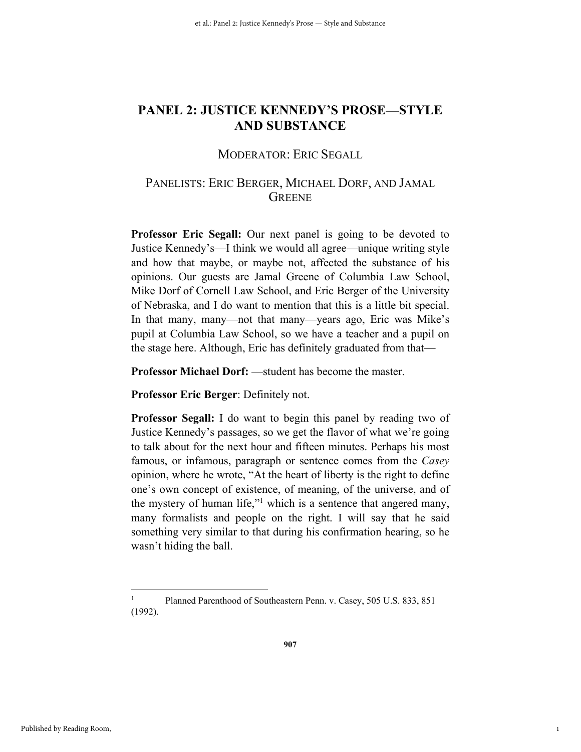# PANEL 2: JUSTICE KENNEDY'S PROSE—STYLE AND SUBSTANCE

MODERATOR: ERIC SEGALL

PANELISTS: ERIC BERGER, MICHAEL DORF, AND JAMAL GREENE

**Professor Eric Segall:** Our next panel is going to be devoted to Justice Kennedy's—I think we would all agree—unique writing style and how that maybe, or maybe not, affected the substance of his opinions. Our guests are Jamal Greene of Columbia Law School, Mike Dorf of Cornell Law School, and Eric Berger of the University of Nebraska, and I do want to mention that this is a little bit special. In that many, many—not that many—years ago, Eric was Mike's pupil at Columbia Law School, so we have a teacher and a pupil on the stage here. Although, Eric has definitely graduated from that—

**Professor Michael Dorf:** —student has become the master.

**Professor Eric Berger**: Definitely not.

**Professor Segall:** I do want to begin this panel by reading two of Justice Kennedy's passages, so we get the flavor of what we're going to talk about for the next hour and fifteen minutes. Perhaps his most famous, or infamous, paragraph or sentence comes from the *Casey* opinion, where he wrote, "At the heart of liberty is the right to define one's own concept of existence, of meaning, of the universe, and of the mystery of human life,"[1] which is a sentence that angered many, many formalists and people on the right. I will say that he said something very similar to that during his confirmation hearing, so he wasn't hiding the ball.

---

[1] Planned Parenthood of Southeastern Penn. v. Casey, 505 U.S. 833, 851 (1992).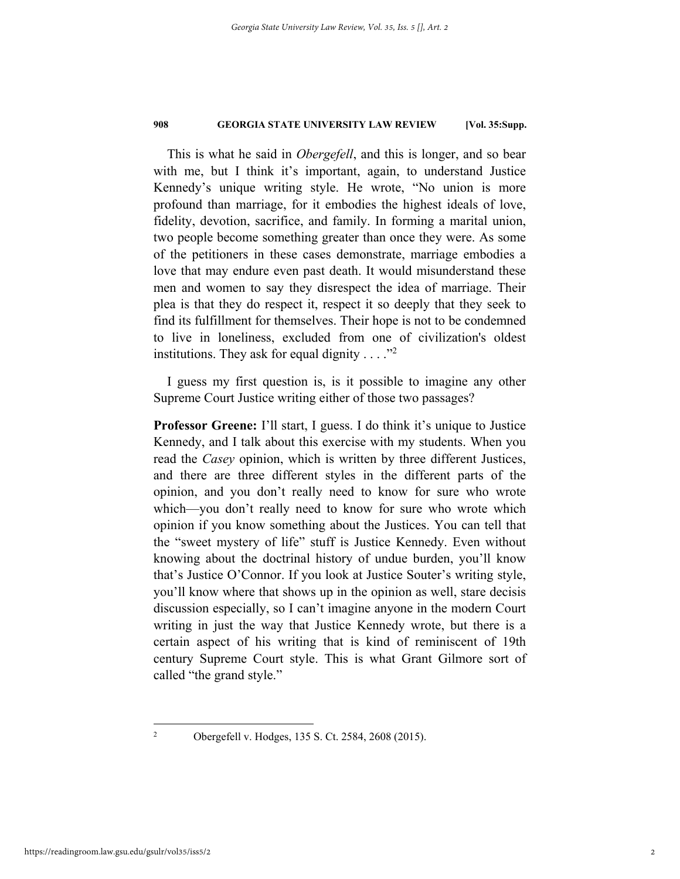This is what he said in *Obergefell*, and this is longer, and so bear with me, but I think it's important, again, to understand Justice Kennedy's unique writing style. He wrote, "No union is more profound than marriage, for it embodies the highest ideals of love, fidelity, devotion, sacrifice, and family. In forming a marital union, two people become something greater than once they were. As some of the petitioners in these cases demonstrate, marriage embodies a love that may endure even past death. It would misunderstand these men and women to say they disrespect the idea of marriage. Their plea is that they do respect it, respect it so deeply that they seek to find its fulfillment for themselves. Their hope is not to be condemned to live in loneliness, excluded from one of civilization's oldest institutions. They ask for equal dignity . . . ."[2]

I guess my first question is, is it possible to imagine any other Supreme Court Justice writing either of those two passages?

**Professor Greene:** I'll start, I guess. I do think it's unique to Justice Kennedy, and I talk about this exercise with my students. When you read the *Casey* opinion, which is written by three different Justices, and there are three different styles in the different parts of the opinion, and you don't really need to know for sure who wrote which—you don't really need to know for sure who wrote which opinion if you know something about the Justices. You can tell that the "sweet mystery of life" stuff is Justice Kennedy. Even without knowing about the doctrinal history of undue burden, you'll know that's Justice O'Connor. If you look at Justice Souter's writing style, you'll know where that shows up in the opinion as well, stare decisis discussion especially, so I can't imagine anyone in the modern Court writing in just the way that Justice Kennedy wrote, but there is a certain aspect of his writing that is kind of reminiscent of 19th century Supreme Court style. This is what Grant Gilmore sort of called "the grand style."

---

[2] Obergefell v. Hodges, 135 S. Ct. 2584, 2608 (2015).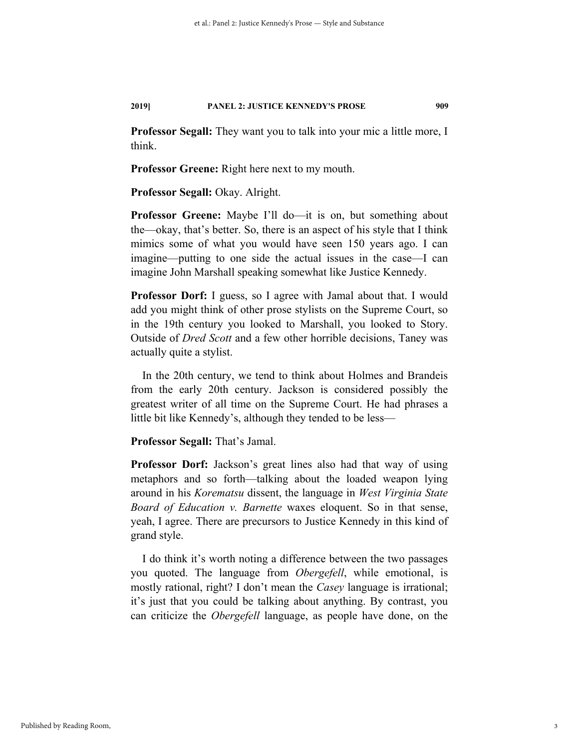**Professor Segall:** They want you to talk into your mic a little more, I think.

**Professor Greene:** Right here next to my mouth.

**Professor Segall:** Okay. Alright.

**Professor Greene:** Maybe I'll do—it is on, but something about the—okay, that's better. So, there is an aspect of his style that I think mimics some of what you would have seen 150 years ago. I can imagine—putting to one side the actual issues in the case—I can imagine John Marshall speaking somewhat like Justice Kennedy.

**Professor Dorf:** I guess, so I agree with Jamal about that. I would add you might think of other prose stylists on the Supreme Court, so in the 19th century you looked to Marshall, you looked to Story. Outside of *Dred Scott* and a few other horrible decisions, Taney was actually quite a stylist.

In the 20th century, we tend to think about Holmes and Brandeis from the early 20th century. Jackson is considered possibly the greatest writer of all time on the Supreme Court. He had phrases a little bit like Kennedy's, although they tended to be less—

**Professor Segall:** That's Jamal.

**Professor Dorf:** Jackson's great lines also had that way of using metaphors and so forth—talking about the loaded weapon lying around in his *Korematsu* dissent, the language in *West Virginia State Board of Education v. Barnette* waxes eloquent. So in that sense, yeah, I agree. There are precursors to Justice Kennedy in this kind of grand style.

I do think it's worth noting a difference between the two passages you quoted. The language from *Obergefell*, while emotional, is mostly rational, right? I don't mean the *Casey* language is irrational; it's just that you could be talking about anything. By contrast, you can criticize the *Obergefell* language, as people have done, on the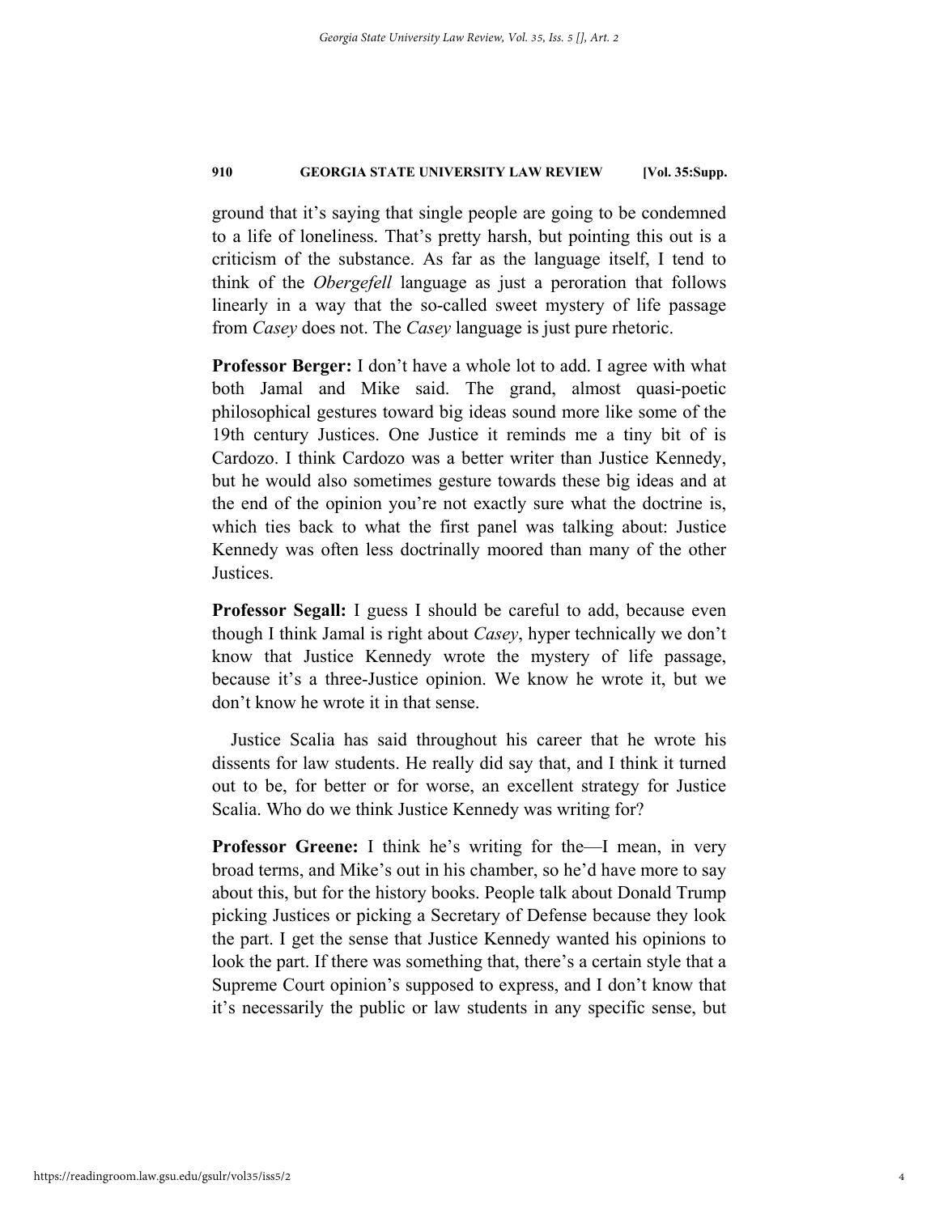ground that it's saying that single people are going to be condemned to a life of loneliness. That's pretty harsh, but pointing this out is a criticism of the substance. As far as the language itself, I tend to think of the *Obergefell* language as just a peroration that follows linearly in a way that the so-called sweet mystery of life passage from *Casey* does not. The *Casey* language is just pure rhetoric.

**Professor Berger:** I don't have a whole lot to add. I agree with what both Jamal and Mike said. The grand, almost quasi-poetic philosophical gestures toward big ideas sound more like some of the 19th century Justices. One Justice it reminds me a tiny bit of is Cardozo. I think Cardozo was a better writer than Justice Kennedy, but he would also sometimes gesture towards these big ideas and at the end of the opinion you're not exactly sure what the doctrine is, which ties back to what the first panel was talking about: Justice Kennedy was often less doctrinally moored than many of the other Justices.

**Professor Segall:** I guess I should be careful to add, because even though I think Jamal is right about *Casey*, hyper technically we don't know that Justice Kennedy wrote the mystery of life passage, because it's a three-Justice opinion. We know he wrote it, but we don't know he wrote it in that sense.

Justice Scalia has said throughout his career that he wrote his dissents for law students. He really did say that, and I think it turned out to be, for better or for worse, an excellent strategy for Justice Scalia. Who do we think Justice Kennedy was writing for?

**Professor Greene:** I think he's writing for the—I mean, in very broad terms, and Mike's out in his chamber, so he'd have more to say about this, but for the history books. People talk about Donald Trump picking Justices or picking a Secretary of Defense because they look the part. I get the sense that Justice Kennedy wanted his opinions to look the part. If there was something that, there's a certain style that a Supreme Court opinion's supposed to express, and I don't know that it's necessarily the public or law students in any specific sense, but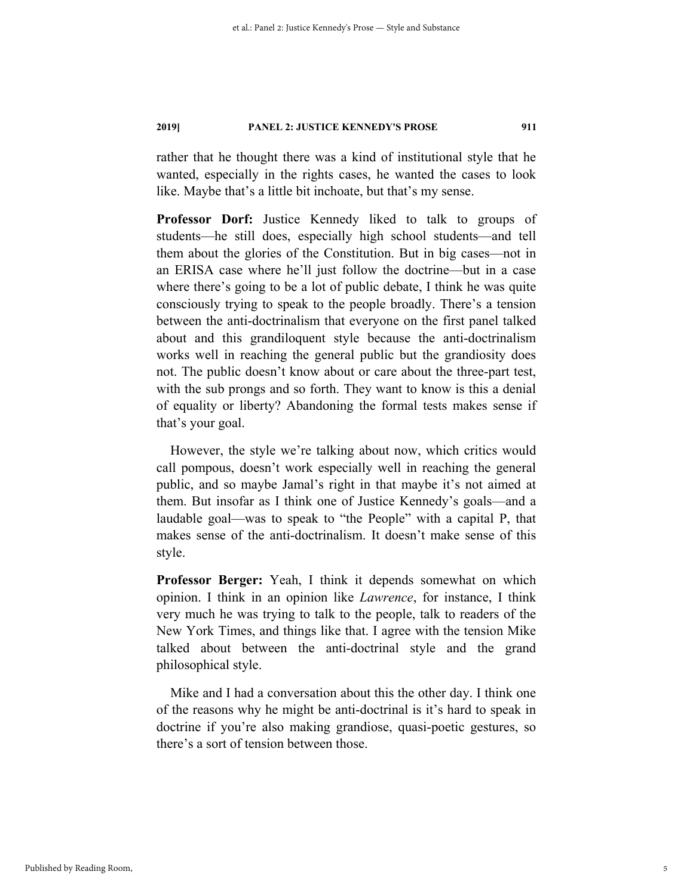rather that he thought there was a kind of institutional style that he wanted, especially in the rights cases, he wanted the cases to look like. Maybe that's a little bit inchoate, but that's my sense.

**Professor Dorf:** Justice Kennedy liked to talk to groups of students—he still does, especially high school students—and tell them about the glories of the Constitution. But in big cases—not in an ERISA case where he'll just follow the doctrine—but in a case where there's going to be a lot of public debate, I think he was quite consciously trying to speak to the people broadly. There's a tension between the anti-doctrinalism that everyone on the first panel talked about and this grandiloquent style because the anti-doctrinalism works well in reaching the general public but the grandiosity does not. The public doesn't know about or care about the three-part test, with the sub prongs and so forth. They want to know is this a denial of equality or liberty? Abandoning the formal tests makes sense if that's your goal.

However, the style we're talking about now, which critics would call pompous, doesn't work especially well in reaching the general public, and so maybe Jamal's right in that maybe it's not aimed at them. But insofar as I think one of Justice Kennedy's goals—and a laudable goal—was to speak to "the People" with a capital P, that makes sense of the anti-doctrinalism. It doesn't make sense of this style.

**Professor Berger:** Yeah, I think it depends somewhat on which opinion. I think in an opinion like *Lawrence*, for instance, I think very much he was trying to talk to the people, talk to readers of the New York Times, and things like that. I agree with the tension Mike talked about between the anti-doctrinal style and the grand philosophical style.

Mike and I had a conversation about this the other day. I think one of the reasons why he might be anti-doctrinal is it's hard to speak in doctrine if you're also making grandiose, quasi-poetic gestures, so there's a sort of tension between those.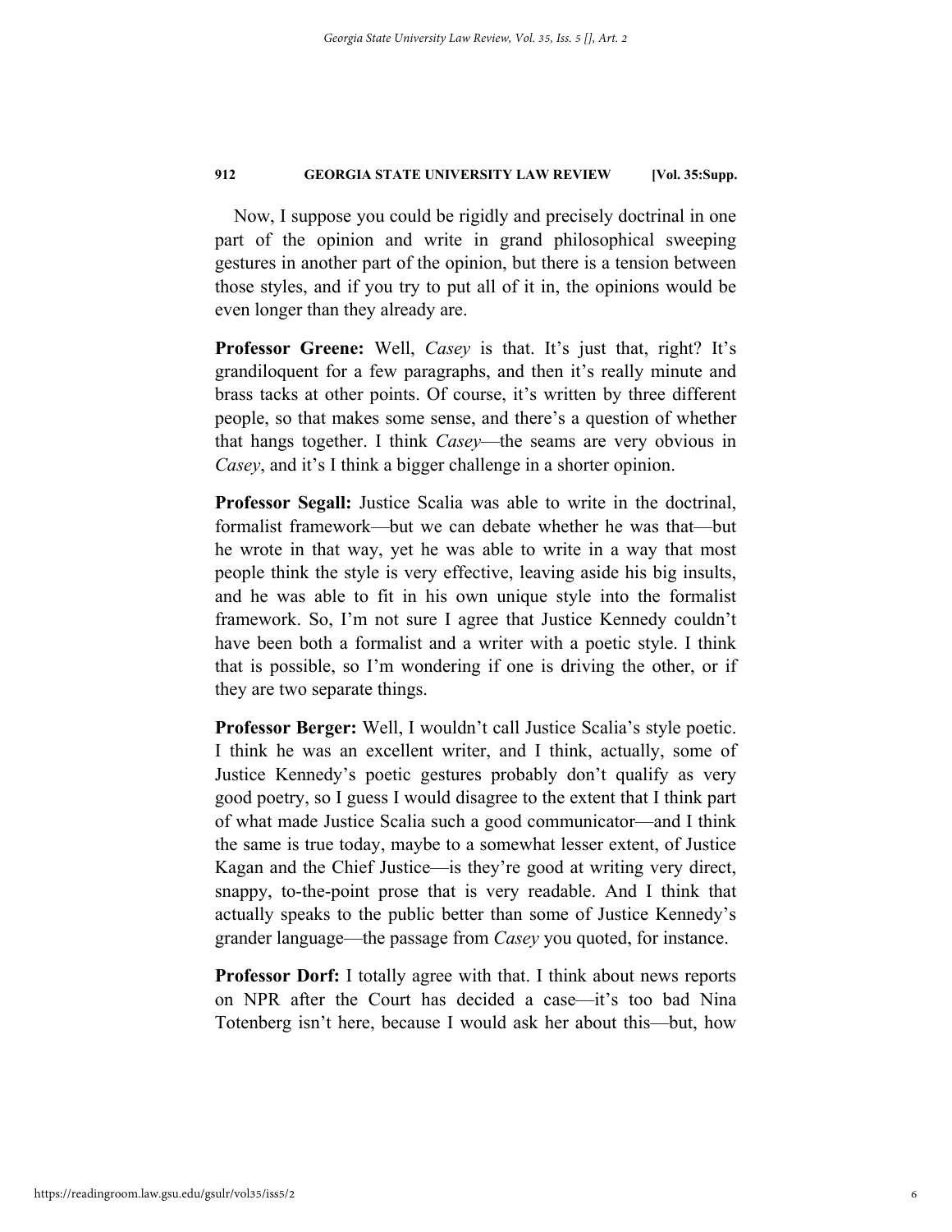Now, I suppose you could be rigidly and precisely doctrinal in one part of the opinion and write in grand philosophical sweeping gestures in another part of the opinion, but there is a tension between those styles, and if you try to put all of it in, the opinions would be even longer than they already are.

**Professor Greene:** Well, *Casey* is that. It's just that, right? It's grandiloquent for a few paragraphs, and then it's really minute and brass tacks at other points. Of course, it's written by three different people, so that makes some sense, and there's a question of whether that hangs together. I think *Casey*—the seams are very obvious in *Casey*, and it's I think a bigger challenge in a shorter opinion.

**Professor Segall:** Justice Scalia was able to write in the doctrinal, formalist framework—but we can debate whether he was that—but he wrote in that way, yet he was able to write in a way that most people think the style is very effective, leaving aside his big insults, and he was able to fit in his own unique style into the formalist framework. So, I'm not sure I agree that Justice Kennedy couldn't have been both a formalist and a writer with a poetic style. I think that is possible, so I'm wondering if one is driving the other, or if they are two separate things.

**Professor Berger:** Well, I wouldn't call Justice Scalia's style poetic. I think he was an excellent writer, and I think, actually, some of Justice Kennedy's poetic gestures probably don't qualify as very good poetry, so I guess I would disagree to the extent that I think part of what made Justice Scalia such a good communicator—and I think the same is true today, maybe to a somewhat lesser extent, of Justice Kagan and the Chief Justice—is they're good at writing very direct, snappy, to-the-point prose that is very readable. And I think that actually speaks to the public better than some of Justice Kennedy's grander language—the passage from *Casey* you quoted, for instance.

**Professor Dorf:** I totally agree with that. I think about news reports on NPR after the Court has decided a case—it's too bad Nina Totenberg isn't here, because I would ask her about this—but, how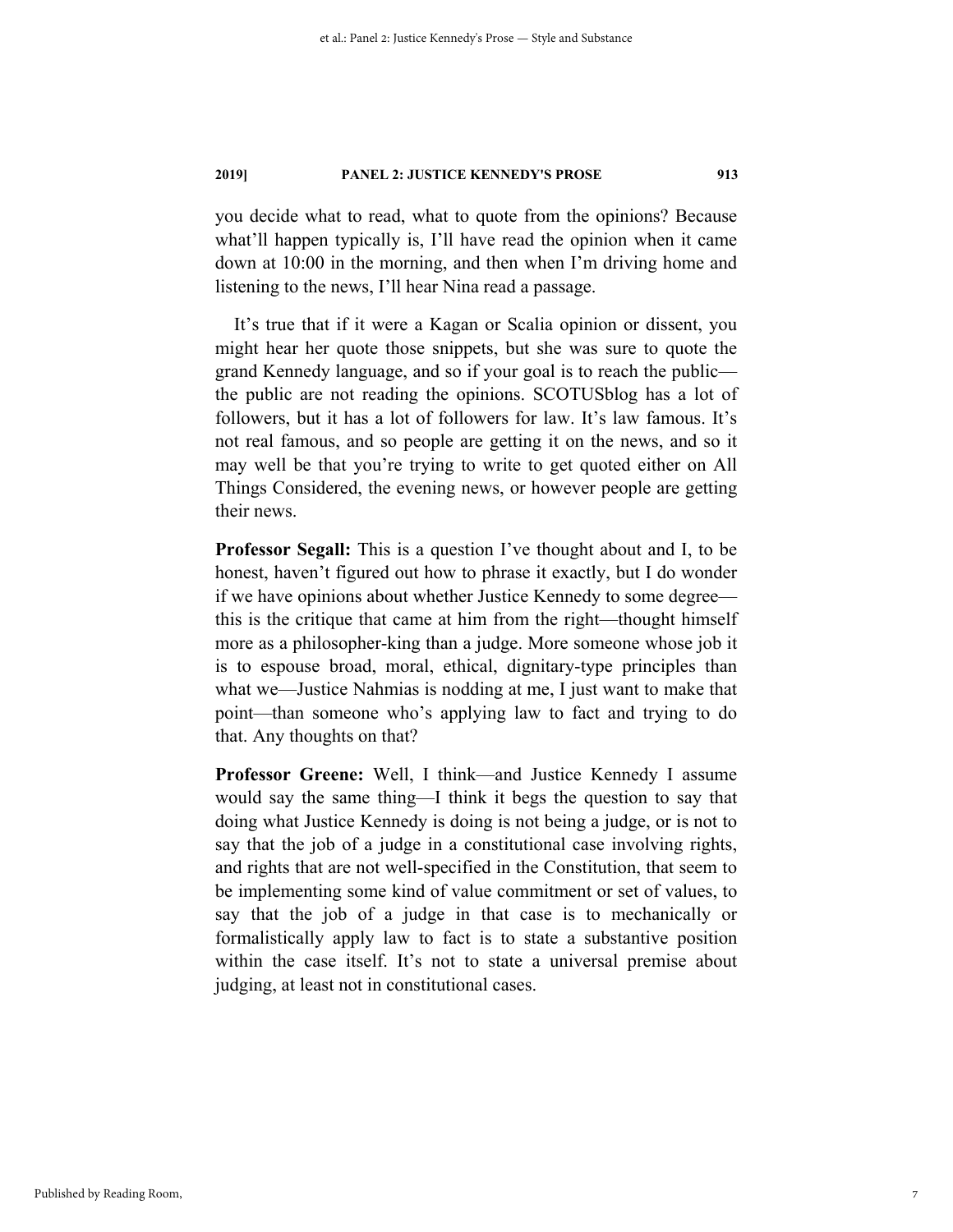you decide what to read, what to quote from the opinions? Because what'll happen typically is, I'll have read the opinion when it came down at 10:00 in the morning, and then when I'm driving home and listening to the news, I'll hear Nina read a passage.

It's true that if it were a Kagan or Scalia opinion or dissent, you might hear her quote those snippets, but she was sure to quote the grand Kennedy language, and so if your goal is to reach the public—the public are not reading the opinions. SCOTUSblog has a lot of followers, but it has a lot of followers for law. It's law famous. It's not real famous, and so people are getting it on the news, and so it may well be that you're trying to write to get quoted either on All Things Considered, the evening news, or however people are getting their news.

**Professor Segall:** This is a question I've thought about and I, to be honest, haven't figured out how to phrase it exactly, but I do wonder if we have opinions about whether Justice Kennedy to some degree—this is the critique that came at him from the right—thought himself more as a philosopher-king than a judge. More someone whose job it is to espouse broad, moral, ethical, dignitary-type principles than what we—Justice Nahmias is nodding at me, I just want to make that point—than someone who's applying law to fact and trying to do that. Any thoughts on that?

**Professor Greene:** Well, I think—and Justice Kennedy I assume would say the same thing—I think it begs the question to say that doing what Justice Kennedy is doing is not being a judge, or is not to say that the job of a judge in a constitutional case involving rights, and rights that are not well-specified in the Constitution, that seem to be implementing some kind of value commitment or set of values, to say that the job of a judge in that case is to mechanically or formalistically apply law to fact is to state a substantive position within the case itself. It's not to state a universal premise about judging, at least not in constitutional cases.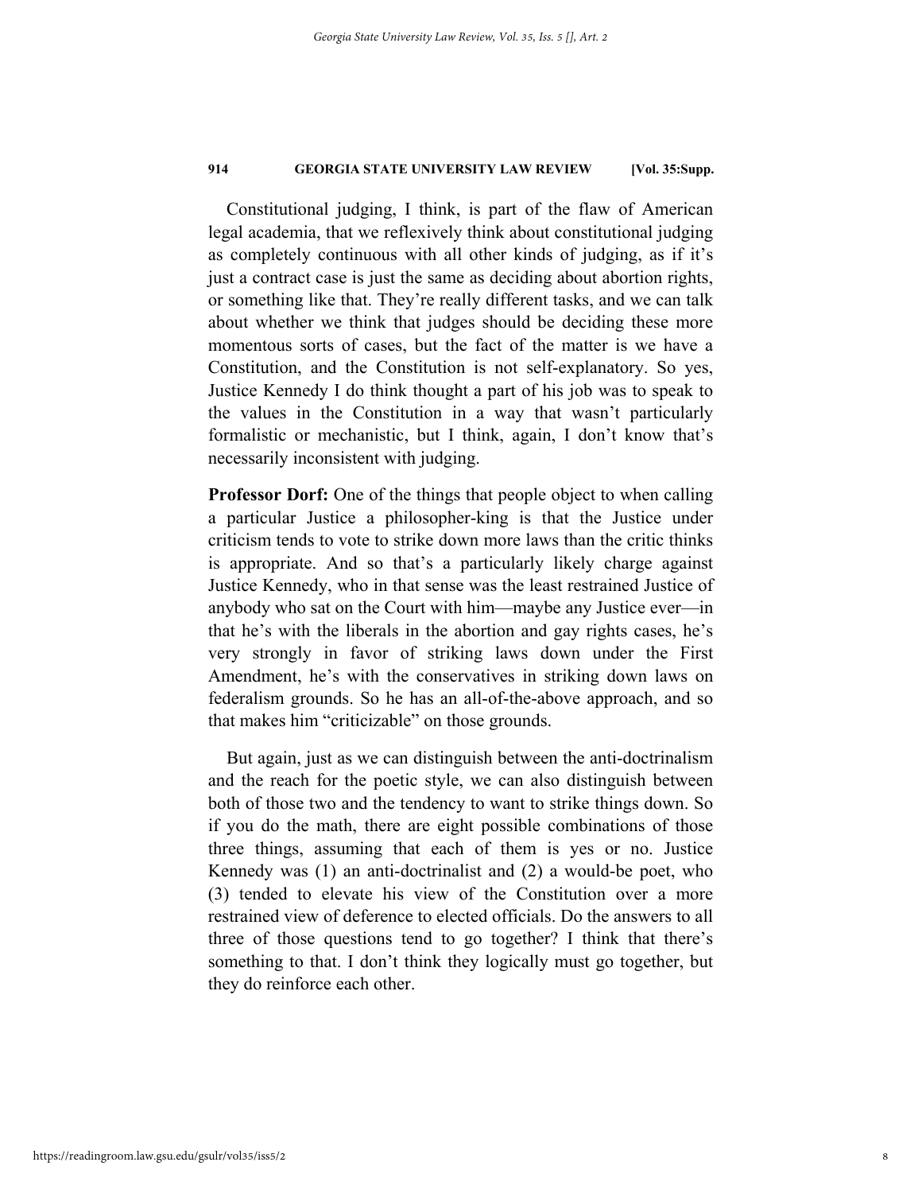Constitutional judging, I think, is part of the flaw of American legal academia, that we reflexively think about constitutional judging as completely continuous with all other kinds of judging, as if it's just a contract case is just the same as deciding about abortion rights, or something like that. They're really different tasks, and we can talk about whether we think that judges should be deciding these more momentous sorts of cases, but the fact of the matter is we have a Constitution, and the Constitution is not self-explanatory. So yes, Justice Kennedy I do think thought a part of his job was to speak to the values in the Constitution in a way that wasn't particularly formalistic or mechanistic, but I think, again, I don't know that's necessarily inconsistent with judging.

**Professor Dorf:** One of the things that people object to when calling a particular Justice a philosopher-king is that the Justice under criticism tends to vote to strike down more laws than the critic thinks is appropriate. And so that's a particularly likely charge against Justice Kennedy, who in that sense was the least restrained Justice of anybody who sat on the Court with him—maybe any Justice ever—in that he's with the liberals in the abortion and gay rights cases, he's very strongly in favor of striking laws down under the First Amendment, he's with the conservatives in striking down laws on federalism grounds. So he has an all-of-the-above approach, and so that makes him "criticizable" on those grounds.

But again, just as we can distinguish between the anti-doctrinalism and the reach for the poetic style, we can also distinguish between both of those two and the tendency to want to strike things down. So if you do the math, there are eight possible combinations of those three things, assuming that each of them is yes or no. Justice Kennedy was (1) an anti-doctrinalist and (2) a would-be poet, who (3) tended to elevate his view of the Constitution over a more restrained view of deference to elected officials. Do the answers to all three of those questions tend to go together? I think that there's something to that. I don't think they logically must go together, but they do reinforce each other.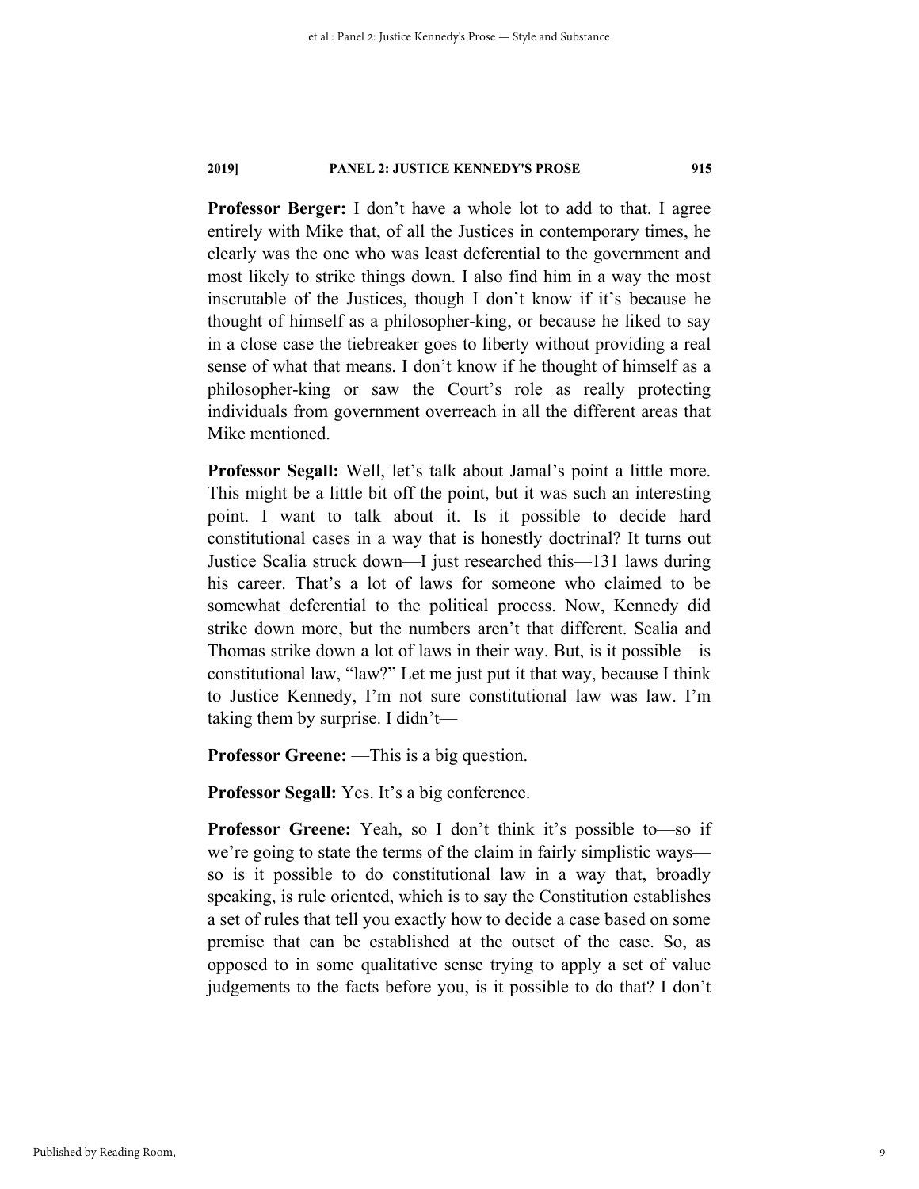**Professor Berger:** I don't have a whole lot to add to that. I agree entirely with Mike that, of all the Justices in contemporary times, he clearly was the one who was least deferential to the government and most likely to strike things down. I also find him in a way the most inscrutable of the Justices, though I don't know if it's because he thought of himself as a philosopher-king, or because he liked to say in a close case the tiebreaker goes to liberty without providing a real sense of what that means. I don't know if he thought of himself as a philosopher-king or saw the Court's role as really protecting individuals from government overreach in all the different areas that Mike mentioned.

**Professor Segall:** Well, let's talk about Jamal's point a little more. This might be a little bit off the point, but it was such an interesting point. I want to talk about it. Is it possible to decide hard constitutional cases in a way that is honestly doctrinal? It turns out Justice Scalia struck down—I just researched this—131 laws during his career. That's a lot of laws for someone who claimed to be somewhat deferential to the political process. Now, Kennedy did strike down more, but the numbers aren't that different. Scalia and Thomas strike down a lot of laws in their way. But, is it possible—is constitutional law, "law?" Let me just put it that way, because I think to Justice Kennedy, I'm not sure constitutional law was law. I'm taking them by surprise. I didn't—

**Professor Greene:** —This is a big question.

**Professor Segall:** Yes. It's a big conference.

**Professor Greene:** Yeah, so I don't think it's possible to—so if we're going to state the terms of the claim in fairly simplistic ways—so is it possible to do constitutional law in a way that, broadly speaking, is rule oriented, which is to say the Constitution establishes a set of rules that tell you exactly how to decide a case based on some premise that can be established at the outset of the case. So, as opposed to in some qualitative sense trying to apply a set of value judgements to the facts before you, is it possible to do that? I don't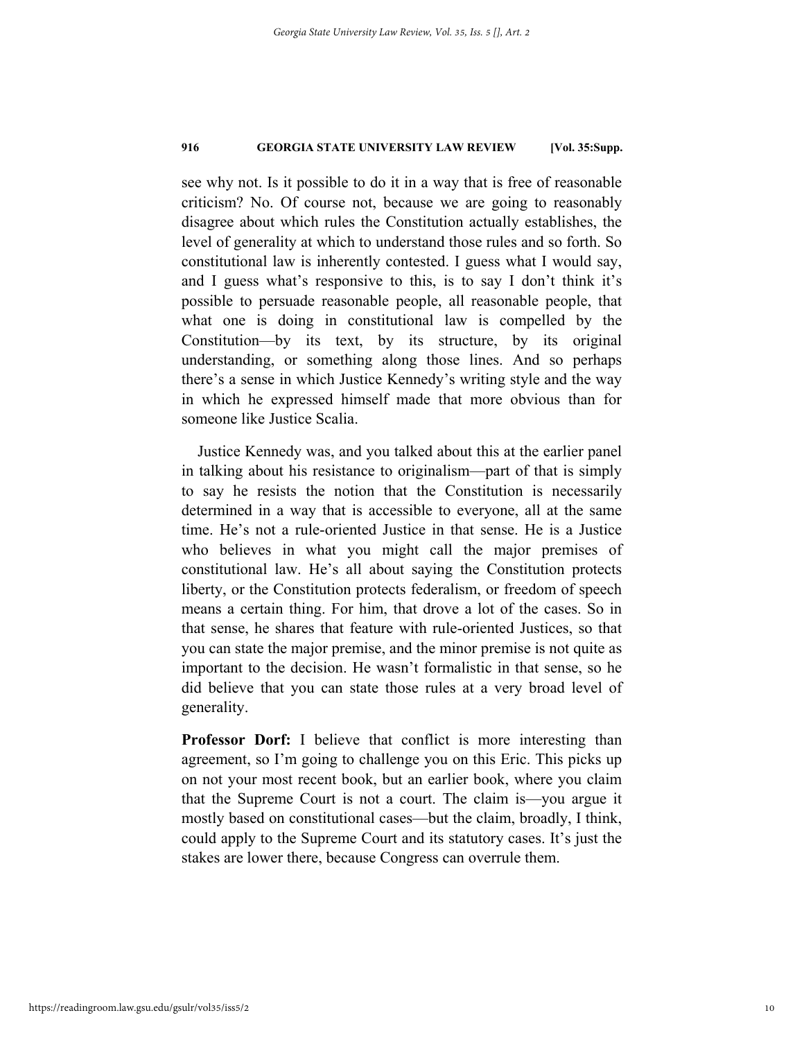see why not. Is it possible to do it in a way that is free of reasonable criticism? No. Of course not, because we are going to reasonably disagree about which rules the Constitution actually establishes, the level of generality at which to understand those rules and so forth. So constitutional law is inherently contested. I guess what I would say, and I guess what's responsive to this, is to say I don't think it's possible to persuade reasonable people, all reasonable people, that what one is doing in constitutional law is compelled by the Constitution—by its text, by its structure, by its original understanding, or something along those lines. And so perhaps there's a sense in which Justice Kennedy's writing style and the way in which he expressed himself made that more obvious than for someone like Justice Scalia.

Justice Kennedy was, and you talked about this at the earlier panel in talking about his resistance to originalism—part of that is simply to say he resists the notion that the Constitution is necessarily determined in a way that is accessible to everyone, all at the same time. He's not a rule-oriented Justice in that sense. He is a Justice who believes in what you might call the major premises of constitutional law. He's all about saying the Constitution protects liberty, or the Constitution protects federalism, or freedom of speech means a certain thing. For him, that drove a lot of the cases. So in that sense, he shares that feature with rule-oriented Justices, so that you can state the major premise, and the minor premise is not quite as important to the decision. He wasn't formalistic in that sense, so he did believe that you can state those rules at a very broad level of generality.

**Professor Dorf:** I believe that conflict is more interesting than agreement, so I'm going to challenge you on this Eric. This picks up on not your most recent book, but an earlier book, where you claim that the Supreme Court is not a court. The claim is—you argue it mostly based on constitutional cases—but the claim, broadly, I think, could apply to the Supreme Court and its statutory cases. It's just the stakes are lower there, because Congress can overrule them.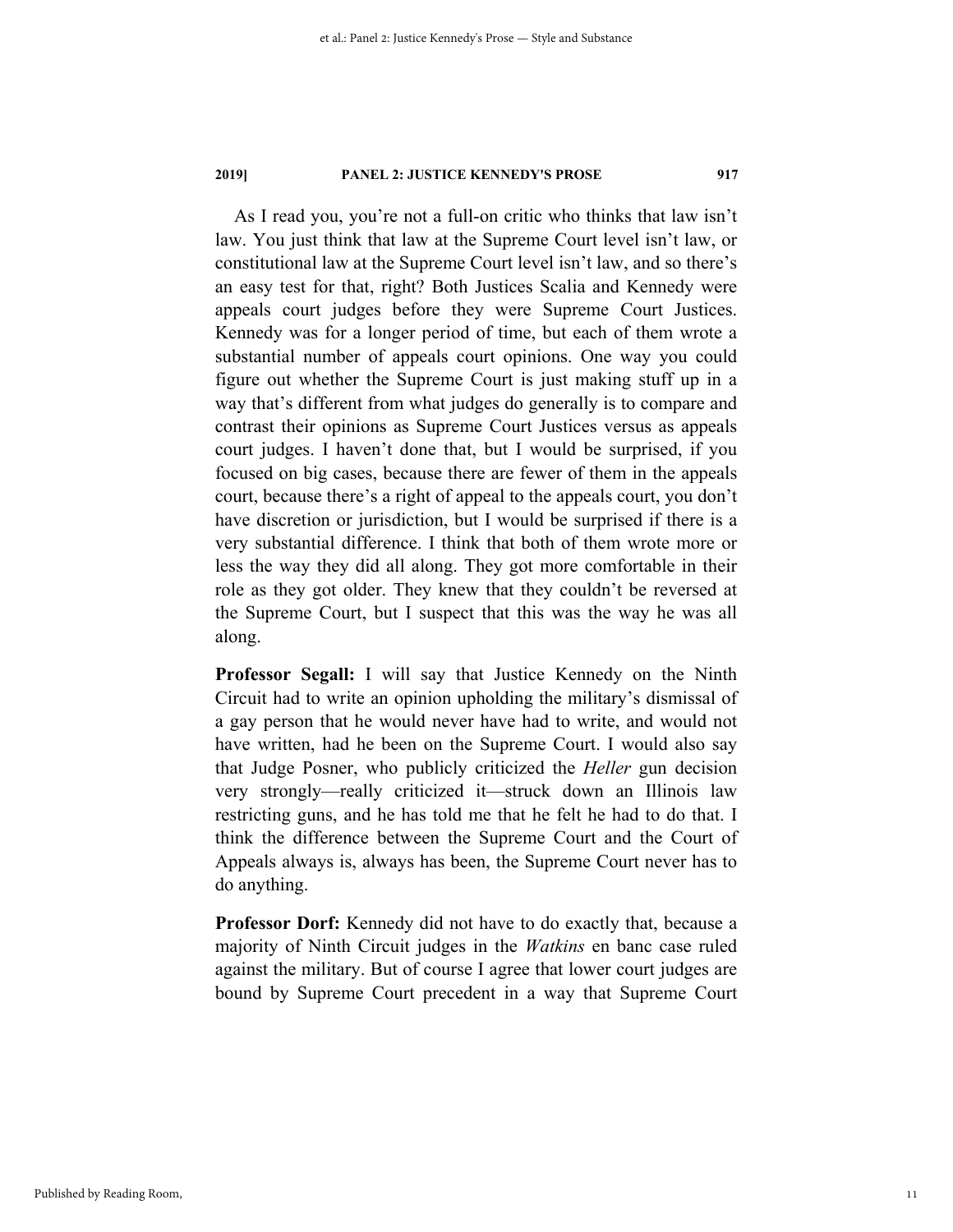As I read you, you're not a full-on critic who thinks that law isn't law. You just think that law at the Supreme Court level isn't law, or constitutional law at the Supreme Court level isn't law, and so there's an easy test for that, right? Both Justices Scalia and Kennedy were appeals court judges before they were Supreme Court Justices. Kennedy was for a longer period of time, but each of them wrote a substantial number of appeals court opinions. One way you could figure out whether the Supreme Court is just making stuff up in a way that's different from what judges do generally is to compare and contrast their opinions as Supreme Court Justices versus as appeals court judges. I haven't done that, but I would be surprised, if you focused on big cases, because there are fewer of them in the appeals court, because there's a right of appeal to the appeals court, you don't have discretion or jurisdiction, but I would be surprised if there is a very substantial difference. I think that both of them wrote more or less the way they did all along. They got more comfortable in their role as they got older. They knew that they couldn't be reversed at the Supreme Court, but I suspect that this was the way he was all along.

**Professor Segall:** I will say that Justice Kennedy on the Ninth Circuit had to write an opinion upholding the military's dismissal of a gay person that he would never have had to write, and would not have written, had he been on the Supreme Court. I would also say that Judge Posner, who publicly criticized the *Heller* gun decision very strongly—really criticized it—struck down an Illinois law restricting guns, and he has told me that he felt he had to do that. I think the difference between the Supreme Court and the Court of Appeals always is, always has been, the Supreme Court never has to do anything.

**Professor Dorf:** Kennedy did not have to do exactly that, because a majority of Ninth Circuit judges in the *Watkins* en banc case ruled against the military. But of course I agree that lower court judges are bound by Supreme Court precedent in a way that Supreme Court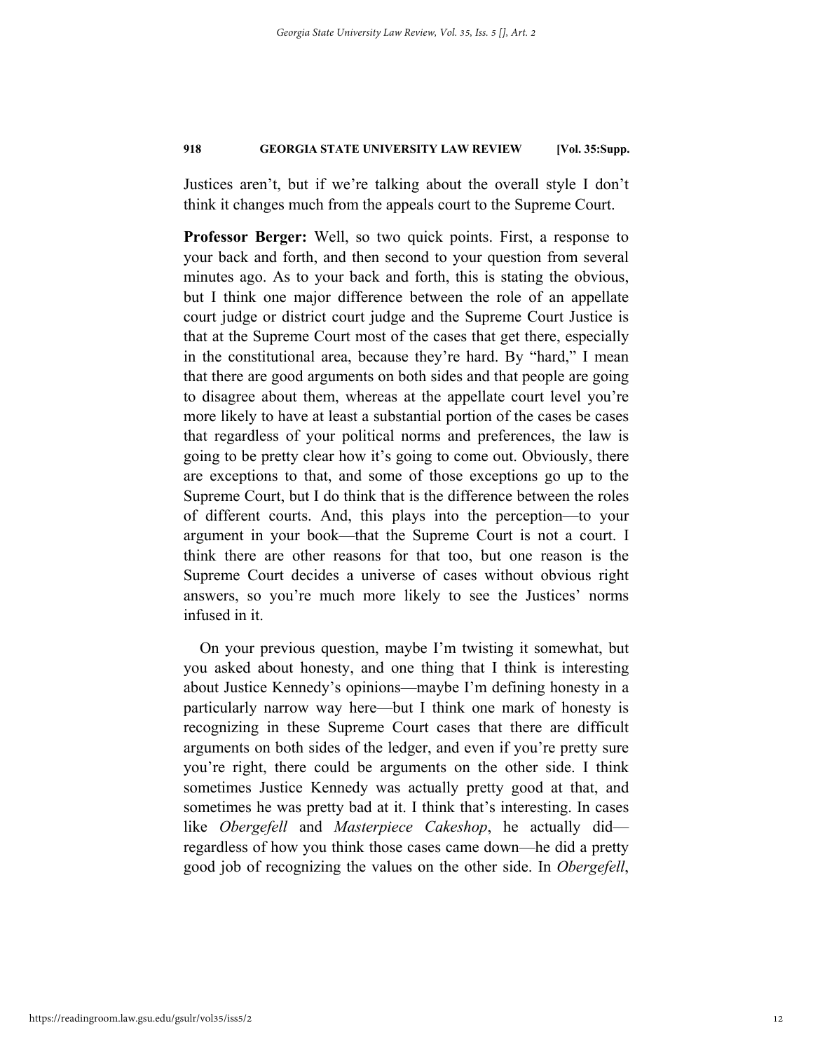Justices aren't, but if we're talking about the overall style I don't think it changes much from the appeals court to the Supreme Court.

**Professor Berger:** Well, so two quick points. First, a response to your back and forth, and then second to your question from several minutes ago. As to your back and forth, this is stating the obvious, but I think one major difference between the role of an appellate court judge or district court judge and the Supreme Court Justice is that at the Supreme Court most of the cases that get there, especially in the constitutional area, because they're hard. By "hard," I mean that there are good arguments on both sides and that people are going to disagree about them, whereas at the appellate court level you're more likely to have at least a substantial portion of the cases be cases that regardless of your political norms and preferences, the law is going to be pretty clear how it's going to come out. Obviously, there are exceptions to that, and some of those exceptions go up to the Supreme Court, but I do think that is the difference between the roles of different courts. And, this plays into the perception—to your argument in your book—that the Supreme Court is not a court. I think there are other reasons for that too, but one reason is the Supreme Court decides a universe of cases without obvious right answers, so you're much more likely to see the Justices' norms infused in it.

On your previous question, maybe I'm twisting it somewhat, but you asked about honesty, and one thing that I think is interesting about Justice Kennedy's opinions—maybe I'm defining honesty in a particularly narrow way here—but I think one mark of honesty is recognizing in these Supreme Court cases that there are difficult arguments on both sides of the ledger, and even if you're pretty sure you're right, there could be arguments on the other side. I think sometimes Justice Kennedy was actually pretty good at that, and sometimes he was pretty bad at it. I think that's interesting. In cases like *Obergefell* and *Masterpiece Cakeshop*, he actually did—regardless of how you think those cases came down—he did a pretty good job of recognizing the values on the other side. In *Obergefell*,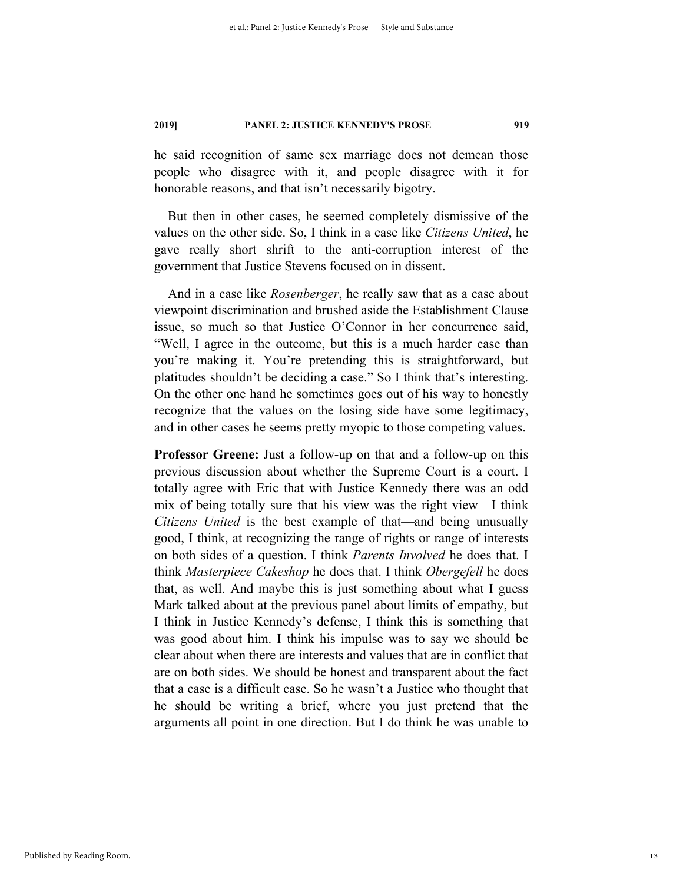he said recognition of same sex marriage does not demean those people who disagree with it, and people disagree with it for honorable reasons, and that isn't necessarily bigotry.

But then in other cases, he seemed completely dismissive of the values on the other side. So, I think in a case like *Citizens United*, he gave really short shrift to the anti-corruption interest of the government that Justice Stevens focused on in dissent.

And in a case like *Rosenberger*, he really saw that as a case about viewpoint discrimination and brushed aside the Establishment Clause issue, so much so that Justice O'Connor in her concurrence said, "Well, I agree in the outcome, but this is a much harder case than you're making it. You're pretending this is straightforward, but platitudes shouldn't be deciding a case." So I think that's interesting. On the other one hand he sometimes goes out of his way to honestly recognize that the values on the losing side have some legitimacy, and in other cases he seems pretty myopic to those competing values.

**Professor Greene:** Just a follow-up on that and a follow-up on this previous discussion about whether the Supreme Court is a court. I totally agree with Eric that with Justice Kennedy there was an odd mix of being totally sure that his view was the right view—I think *Citizens United* is the best example of that—and being unusually good, I think, at recognizing the range of rights or range of interests on both sides of a question. I think *Parents Involved* he does that. I think *Masterpiece Cakeshop* he does that. I think *Obergefell* he does that, as well. And maybe this is just something about what I guess Mark talked about at the previous panel about limits of empathy, but I think in Justice Kennedy's defense, I think this is something that was good about him. I think his impulse was to say we should be clear about when there are interests and values that are in conflict that are on both sides. We should be honest and transparent about the fact that a case is a difficult case. So he wasn't a Justice who thought that he should be writing a brief, where you just pretend that the arguments all point in one direction. But I do think he was unable to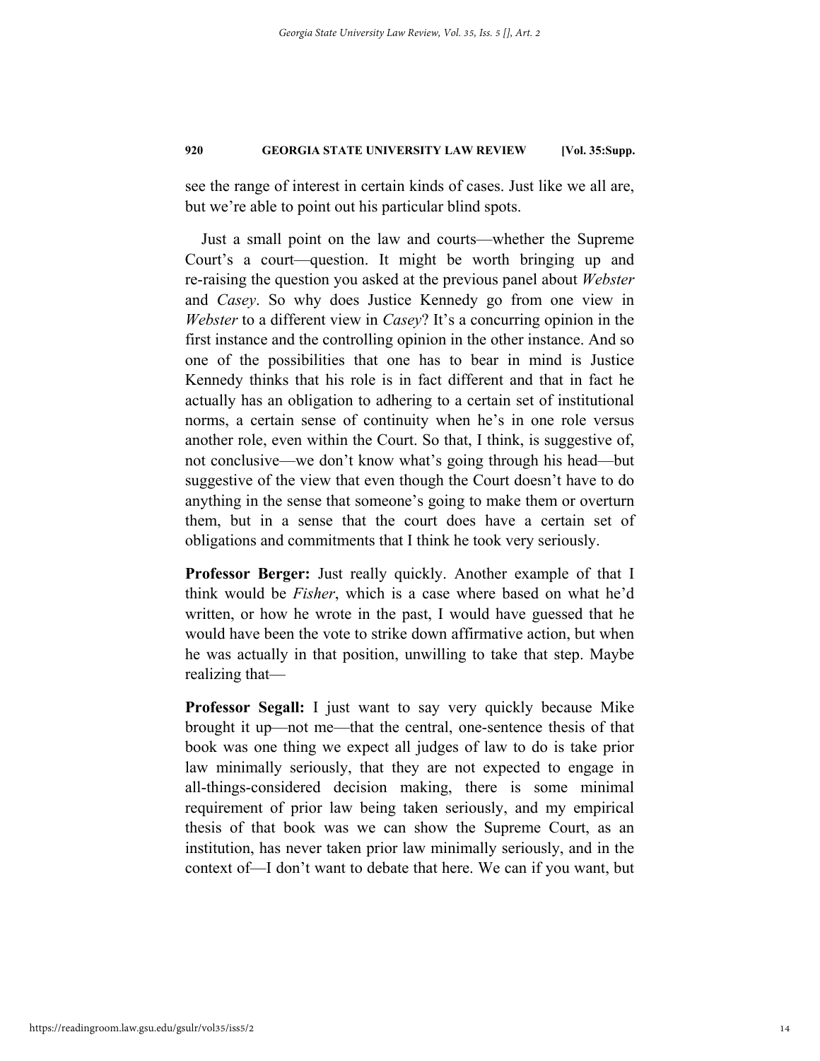see the range of interest in certain kinds of cases. Just like we all are, but we're able to point out his particular blind spots.

Just a small point on the law and courts—whether the Supreme Court's a court—question. It might be worth bringing up and re-raising the question you asked at the previous panel about *Webster* and *Casey*. So why does Justice Kennedy go from one view in *Webster* to a different view in *Casey*? It's a concurring opinion in the first instance and the controlling opinion in the other instance. And so one of the possibilities that one has to bear in mind is Justice Kennedy thinks that his role is in fact different and that in fact he actually has an obligation to adhering to a certain set of institutional norms, a certain sense of continuity when he's in one role versus another role, even within the Court. So that, I think, is suggestive of, not conclusive—we don't know what's going through his head—but suggestive of the view that even though the Court doesn't have to do anything in the sense that someone's going to make them or overturn them, but in a sense that the court does have a certain set of obligations and commitments that I think he took very seriously.

**Professor Berger:** Just really quickly. Another example of that I think would be *Fisher*, which is a case where based on what he'd written, or how he wrote in the past, I would have guessed that he would have been the vote to strike down affirmative action, but when he was actually in that position, unwilling to take that step. Maybe realizing that—

**Professor Segall:** I just want to say very quickly because Mike brought it up—not me—that the central, one-sentence thesis of that book was one thing we expect all judges of law to do is take prior law minimally seriously, that they are not expected to engage in all-things-considered decision making, there is some minimal requirement of prior law being taken seriously, and my empirical thesis of that book was we can show the Supreme Court, as an institution, has never taken prior law minimally seriously, and in the context of—I don't want to debate that here. We can if you want, but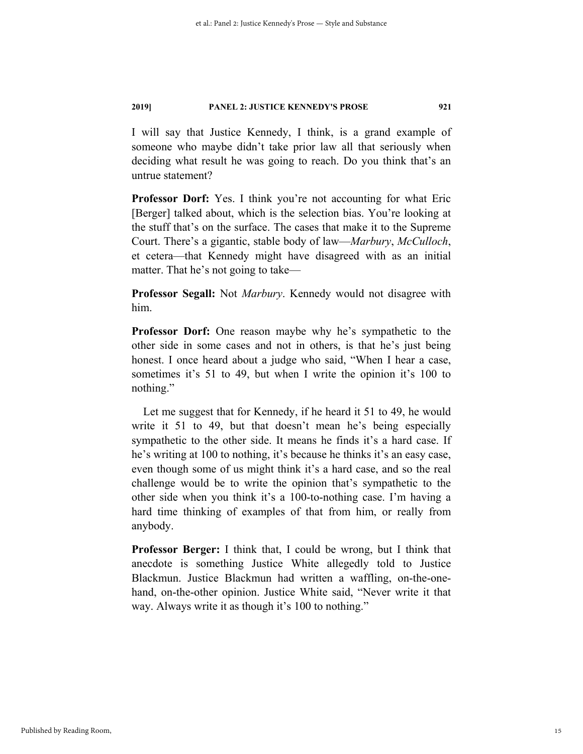I will say that Justice Kennedy, I think, is a grand example of someone who maybe didn't take prior law all that seriously when deciding what result he was going to reach. Do you think that's an untrue statement?

**Professor Dorf:** Yes. I think you're not accounting for what Eric [Berger] talked about, which is the selection bias. You're looking at the stuff that's on the surface. The cases that make it to the Supreme Court. There's a gigantic, stable body of law—*Marbury*, *McCulloch*, et cetera—that Kennedy might have disagreed with as an initial matter. That he's not going to take—

**Professor Segall:** Not *Marbury*. Kennedy would not disagree with him.

**Professor Dorf:** One reason maybe why he's sympathetic to the other side in some cases and not in others, is that he's just being honest. I once heard about a judge who said, "When I hear a case, sometimes it's 51 to 49, but when I write the opinion it's 100 to nothing."

Let me suggest that for Kennedy, if he heard it 51 to 49, he would write it 51 to 49, but that doesn't mean he's being especially sympathetic to the other side. It means he finds it's a hard case. If he's writing at 100 to nothing, it's because he thinks it's an easy case, even though some of us might think it's a hard case, and so the real challenge would be to write the opinion that's sympathetic to the other side when you think it's a 100-to-nothing case. I'm having a hard time thinking of examples of that from him, or really from anybody.

**Professor Berger:** I think that, I could be wrong, but I think that anecdote is something Justice White allegedly told to Justice Blackmun. Justice Blackmun had written a waffling, on-the-one-hand, on-the-other opinion. Justice White said, "Never write it that way. Always write it as though it's 100 to nothing."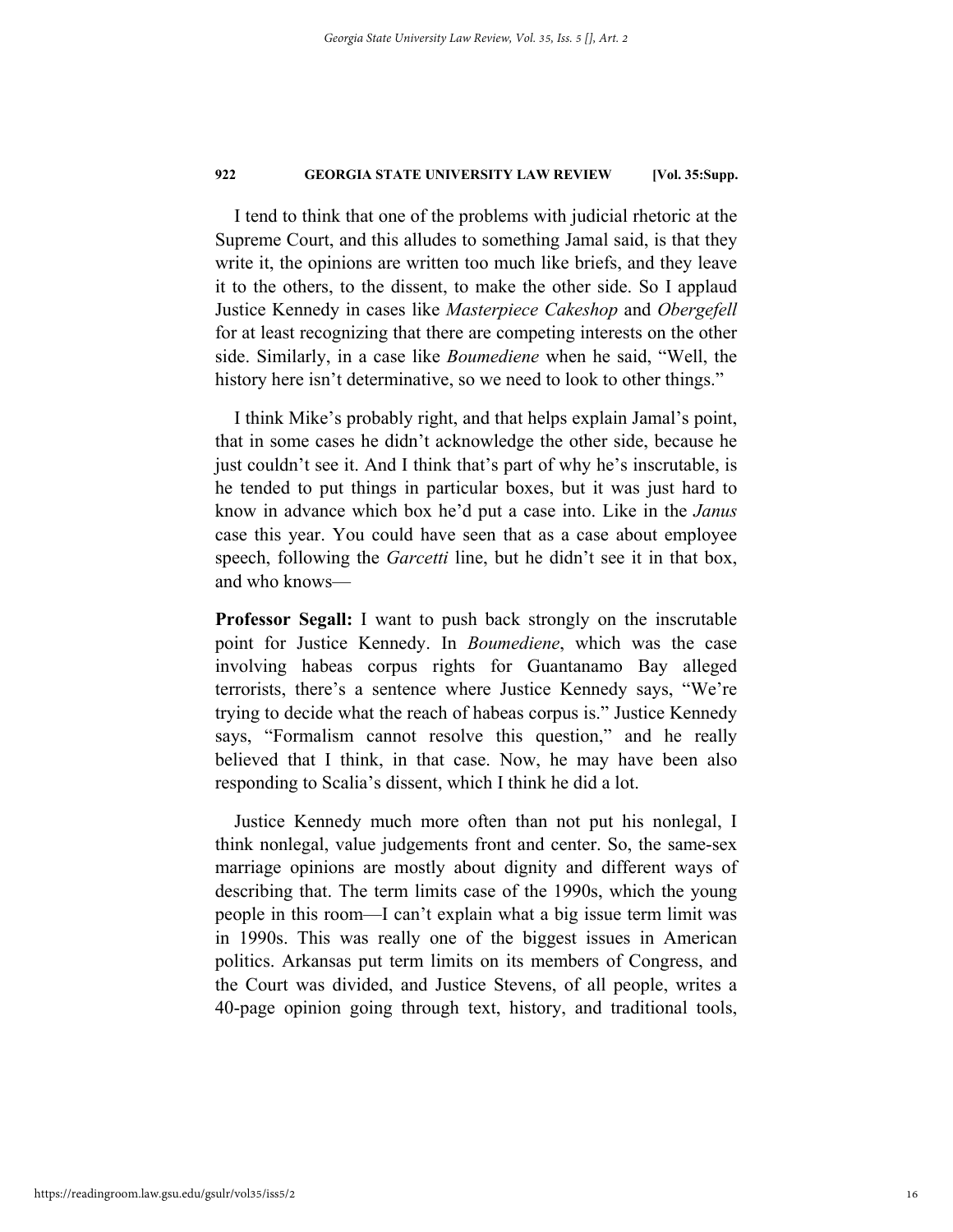I tend to think that one of the problems with judicial rhetoric at the Supreme Court, and this alludes to something Jamal said, is that they write it, the opinions are written too much like briefs, and they leave it to the others, to the dissent, to make the other side. So I applaud Justice Kennedy in cases like *Masterpiece Cakeshop* and *Obergefell* for at least recognizing that there are competing interests on the other side. Similarly, in a case like *Boumediene* when he said, "Well, the history here isn't determinative, so we need to look to other things."

I think Mike's probably right, and that helps explain Jamal's point, that in some cases he didn't acknowledge the other side, because he just couldn't see it. And I think that's part of why he's inscrutable, is he tended to put things in particular boxes, but it was just hard to know in advance which box he'd put a case into. Like in the *Janus* case this year. You could have seen that as a case about employee speech, following the *Garcetti* line, but he didn't see it in that box, and who knows—

**Professor Segall:** I want to push back strongly on the inscrutable point for Justice Kennedy. In *Boumediene*, which was the case involving habeas corpus rights for Guantanamo Bay alleged terrorists, there's a sentence where Justice Kennedy says, "We're trying to decide what the reach of habeas corpus is." Justice Kennedy says, "Formalism cannot resolve this question," and he really believed that I think, in that case. Now, he may have been also responding to Scalia's dissent, which I think he did a lot.

Justice Kennedy much more often than not put his nonlegal, I think nonlegal, value judgements front and center. So, the same-sex marriage opinions are mostly about dignity and different ways of describing that. The term limits case of the 1990s, which the young people in this room—I can't explain what a big issue term limit was in 1990s. This was really one of the biggest issues in American politics. Arkansas put term limits on its members of Congress, and the Court was divided, and Justice Stevens, of all people, writes a 40-page opinion going through text, history, and traditional tools,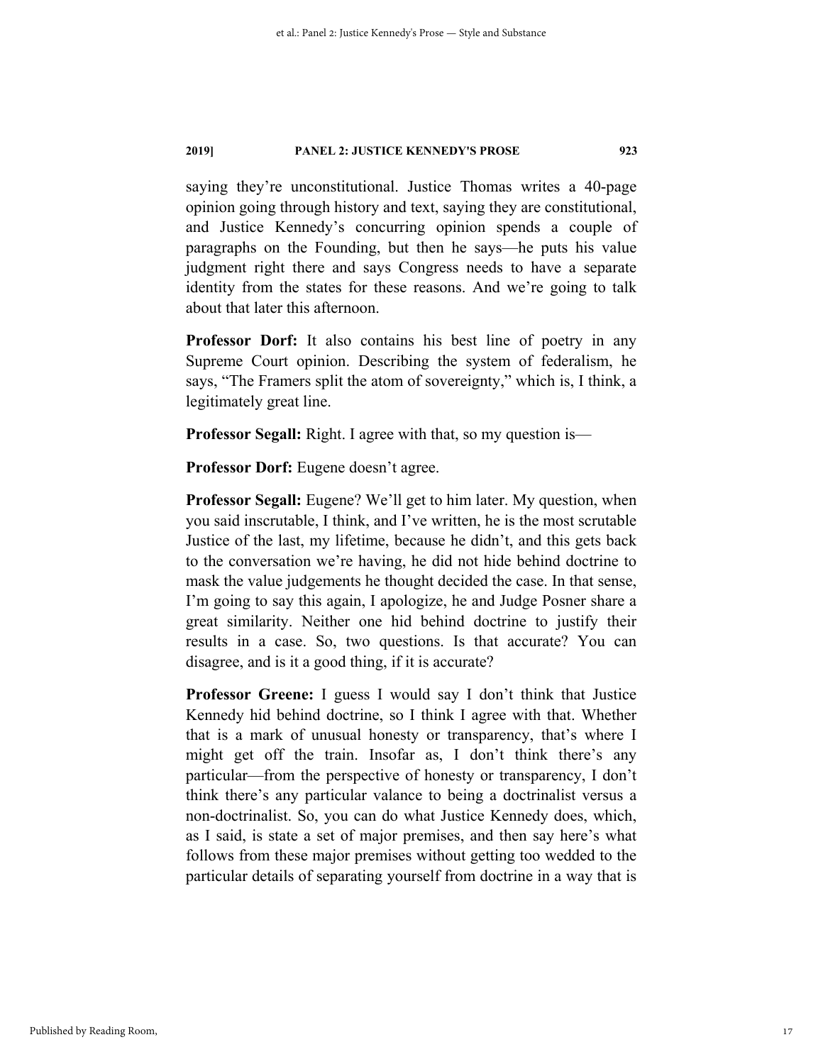saying they're unconstitutional. Justice Thomas writes a 40-page opinion going through history and text, saying they are constitutional, and Justice Kennedy's concurring opinion spends a couple of paragraphs on the Founding, but then he says—he puts his value judgment right there and says Congress needs to have a separate identity from the states for these reasons. And we're going to talk about that later this afternoon.

**Professor Dorf:** It also contains his best line of poetry in any Supreme Court opinion. Describing the system of federalism, he says, "The Framers split the atom of sovereignty," which is, I think, a legitimately great line.

**Professor Segall:** Right. I agree with that, so my question is—

**Professor Dorf:** Eugene doesn't agree.

**Professor Segall:** Eugene? We'll get to him later. My question, when you said inscrutable, I think, and I've written, he is the most scrutable Justice of the last, my lifetime, because he didn't, and this gets back to the conversation we're having, he did not hide behind doctrine to mask the value judgements he thought decided the case. In that sense, I'm going to say this again, I apologize, he and Judge Posner share a great similarity. Neither one hid behind doctrine to justify their results in a case. So, two questions. Is that accurate? You can disagree, and is it a good thing, if it is accurate?

**Professor Greene:** I guess I would say I don't think that Justice Kennedy hid behind doctrine, so I think I agree with that. Whether that is a mark of unusual honesty or transparency, that's where I might get off the train. Insofar as, I don't think there's any particular—from the perspective of honesty or transparency, I don't think there's any particular valance to being a doctrinalist versus a non-doctrinalist. So, you can do what Justice Kennedy does, which, as I said, is state a set of major premises, and then say here's what follows from these major premises without getting too wedded to the particular details of separating yourself from doctrine in a way that is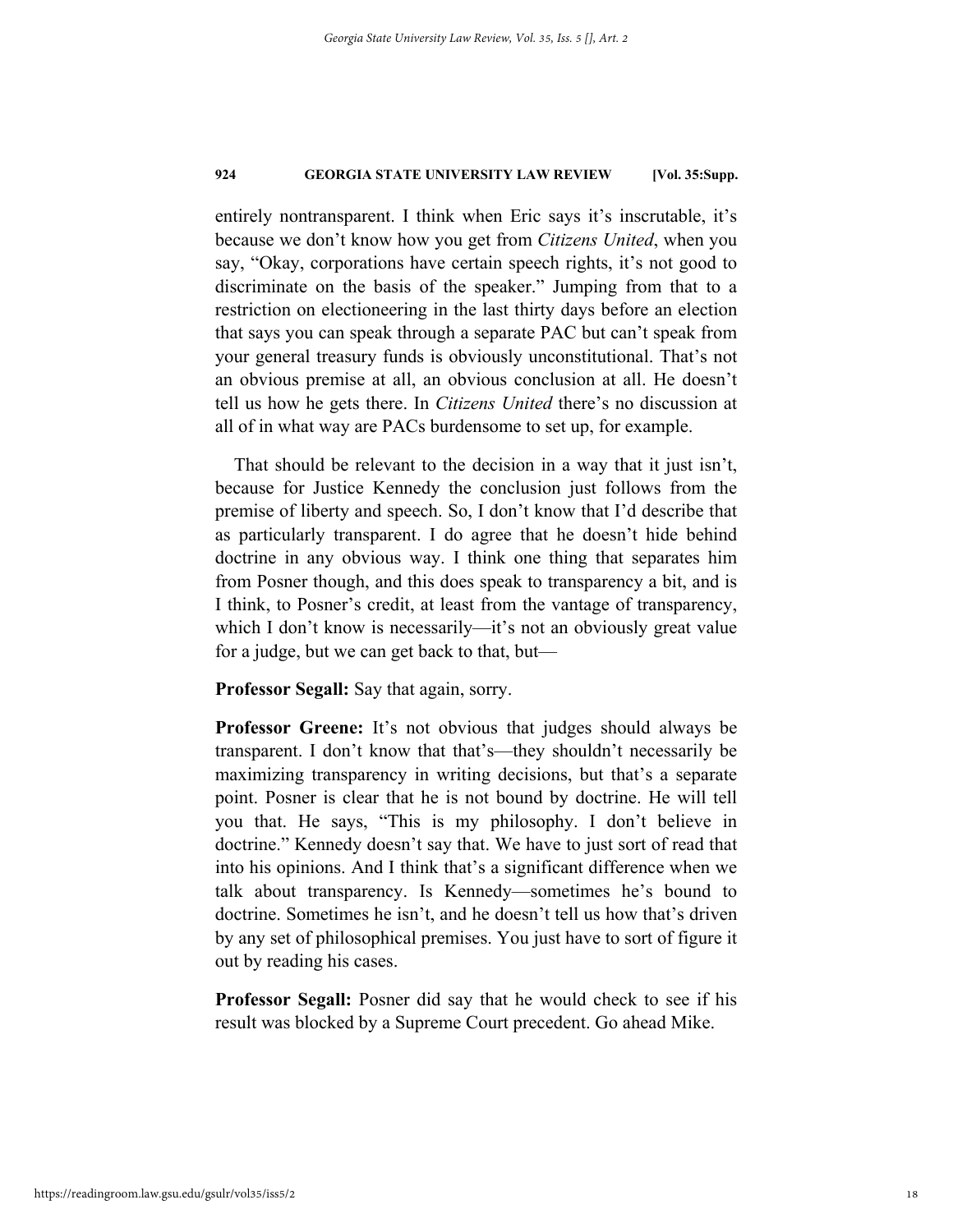entirely nontransparent. I think when Eric says it's inscrutable, it's because we don't know how you get from *Citizens United*, when you say, "Okay, corporations have certain speech rights, it's not good to discriminate on the basis of the speaker." Jumping from that to a restriction on electioneering in the last thirty days before an election that says you can speak through a separate PAC but can't speak from your general treasury funds is obviously unconstitutional. That's not an obvious premise at all, an obvious conclusion at all. He doesn't tell us how he gets there. In *Citizens United* there's no discussion at all of in what way are PACs burdensome to set up, for example.

That should be relevant to the decision in a way that it just isn't, because for Justice Kennedy the conclusion just follows from the premise of liberty and speech. So, I don't know that I'd describe that as particularly transparent. I do agree that he doesn't hide behind doctrine in any obvious way. I think one thing that separates him from Posner though, and this does speak to transparency a bit, and is I think, to Posner's credit, at least from the vantage of transparency, which I don't know is necessarily—it's not an obviously great value for a judge, but we can get back to that, but—

**Professor Segall:** Say that again, sorry.

**Professor Greene:** It's not obvious that judges should always be transparent. I don't know that that's—they shouldn't necessarily be maximizing transparency in writing decisions, but that's a separate point. Posner is clear that he is not bound by doctrine. He will tell you that. He says, "This is my philosophy. I don't believe in doctrine." Kennedy doesn't say that. We have to just sort of read that into his opinions. And I think that's a significant difference when we talk about transparency. Is Kennedy—sometimes he's bound to doctrine. Sometimes he isn't, and he doesn't tell us how that's driven by any set of philosophical premises. You just have to sort of figure it out by reading his cases.

**Professor Segall:** Posner did say that he would check to see if his result was blocked by a Supreme Court precedent. Go ahead Mike.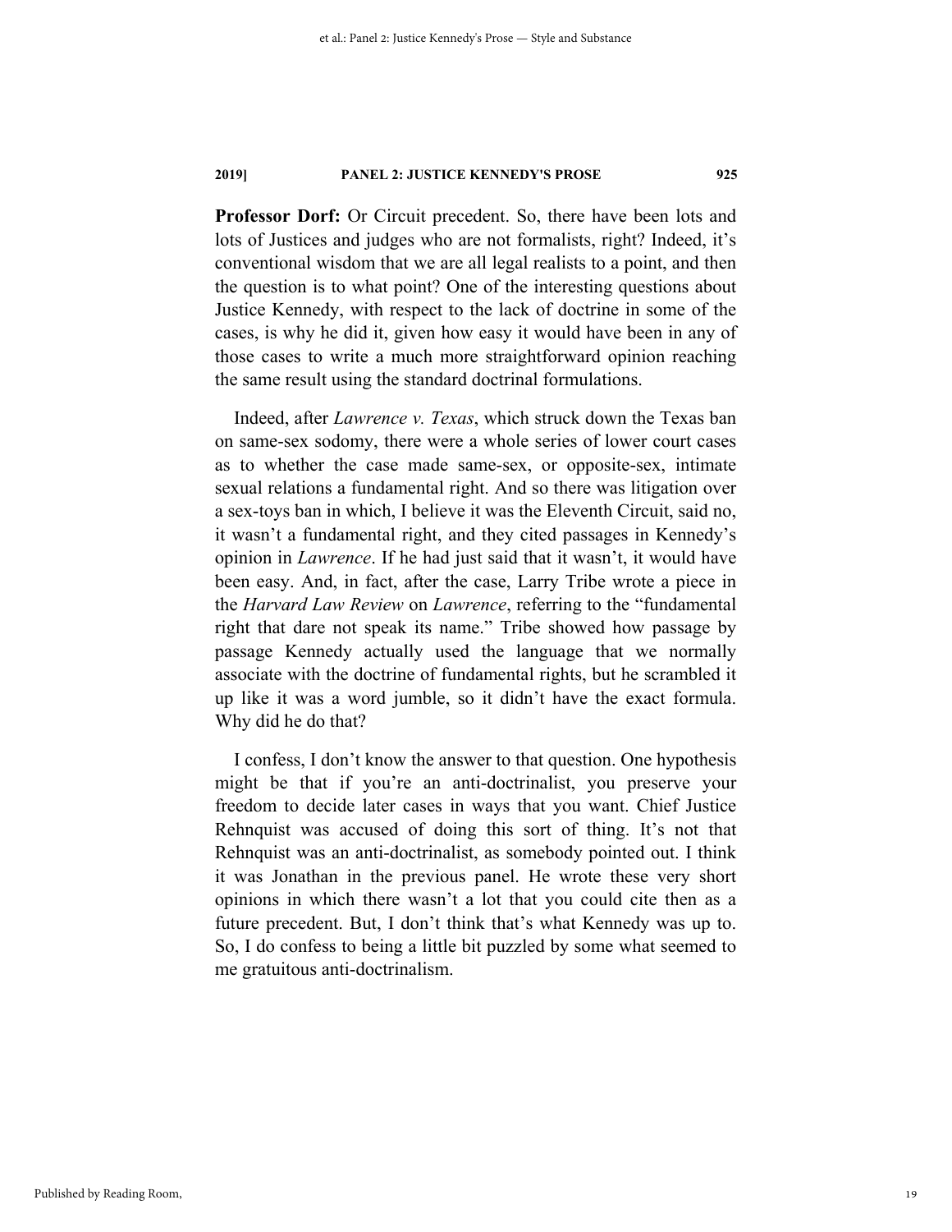**Professor Dorf:** Or Circuit precedent. So, there have been lots and lots of Justices and judges who are not formalists, right? Indeed, it's conventional wisdom that we are all legal realists to a point, and then the question is to what point? One of the interesting questions about Justice Kennedy, with respect to the lack of doctrine in some of the cases, is why he did it, given how easy it would have been in any of those cases to write a much more straightforward opinion reaching the same result using the standard doctrinal formulations.

Indeed, after *Lawrence v. Texas*, which struck down the Texas ban on same-sex sodomy, there were a whole series of lower court cases as to whether the case made same-sex, or opposite-sex, intimate sexual relations a fundamental right. And so there was litigation over a sex-toys ban in which, I believe it was the Eleventh Circuit, said no, it wasn't a fundamental right, and they cited passages in Kennedy's opinion in *Lawrence*. If he had just said that it wasn't, it would have been easy. And, in fact, after the case, Larry Tribe wrote a piece in the *Harvard Law Review* on *Lawrence*, referring to the "fundamental right that dare not speak its name." Tribe showed how passage by passage Kennedy actually used the language that we normally associate with the doctrine of fundamental rights, but he scrambled it up like it was a word jumble, so it didn't have the exact formula. Why did he do that?

I confess, I don't know the answer to that question. One hypothesis might be that if you're an anti-doctrinalist, you preserve your freedom to decide later cases in ways that you want. Chief Justice Rehnquist was accused of doing this sort of thing. It's not that Rehnquist was an anti-doctrinalist, as somebody pointed out. I think it was Jonathan in the previous panel. He wrote these very short opinions in which there wasn't a lot that you could cite then as a future precedent. But, I don't think that's what Kennedy was up to. So, I do confess to being a little bit puzzled by some what seemed to me gratuitous anti-doctrinalism.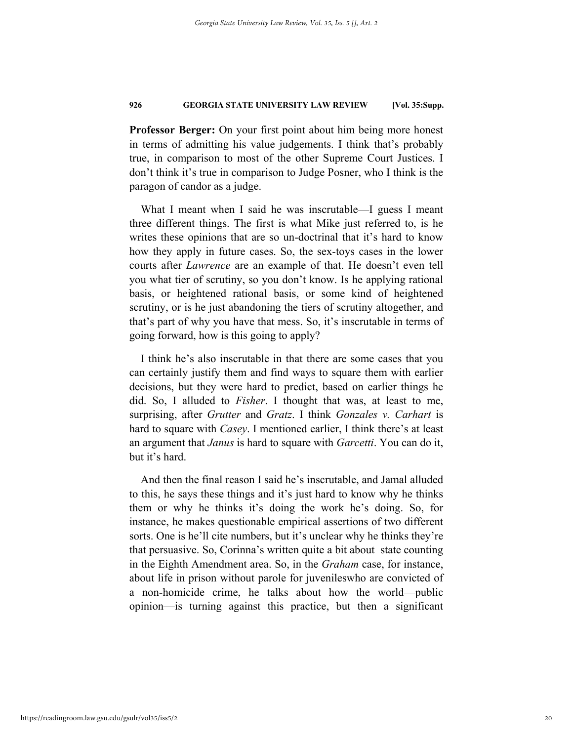**Professor Berger:** On your first point about him being more honest in terms of admitting his value judgements. I think that's probably true, in comparison to most of the other Supreme Court Justices. I don't think it's true in comparison to Judge Posner, who I think is the paragon of candor as a judge.

What I meant when I said he was inscrutable—I guess I meant three different things. The first is what Mike just referred to, is he writes these opinions that are so un-doctrinal that it's hard to know how they apply in future cases. So, the sex-toys cases in the lower courts after *Lawrence* are an example of that. He doesn't even tell you what tier of scrutiny, so you don't know. Is he applying rational basis, or heightened rational basis, or some kind of heightened scrutiny, or is he just abandoning the tiers of scrutiny altogether, and that's part of why you have that mess. So, it's inscrutable in terms of going forward, how is this going to apply?

I think he's also inscrutable in that there are some cases that you can certainly justify them and find ways to square them with earlier decisions, but they were hard to predict, based on earlier things he did. So, I alluded to *Fisher*. I thought that was, at least to me, surprising, after *Grutter* and *Gratz*. I think *Gonzales v. Carhart* is hard to square with *Casey*. I mentioned earlier, I think there's at least an argument that *Janus* is hard to square with *Garcetti*. You can do it, but it's hard.

And then the final reason I said he's inscrutable, and Jamal alluded to this, he says these things and it's just hard to know why he thinks them or why he thinks it's doing the work he's doing. So, for instance, he makes questionable empirical assertions of two different sorts. One is he'll cite numbers, but it's unclear why he thinks they're that persuasive. So, Corinna's written quite a bit about state counting in the Eighth Amendment area. So, in the *Graham* case, for instance, about life in prison without parole for juvenileswho are convicted of a non-homicide crime, he talks about how the world—public opinion—is turning against this practice, but then a significant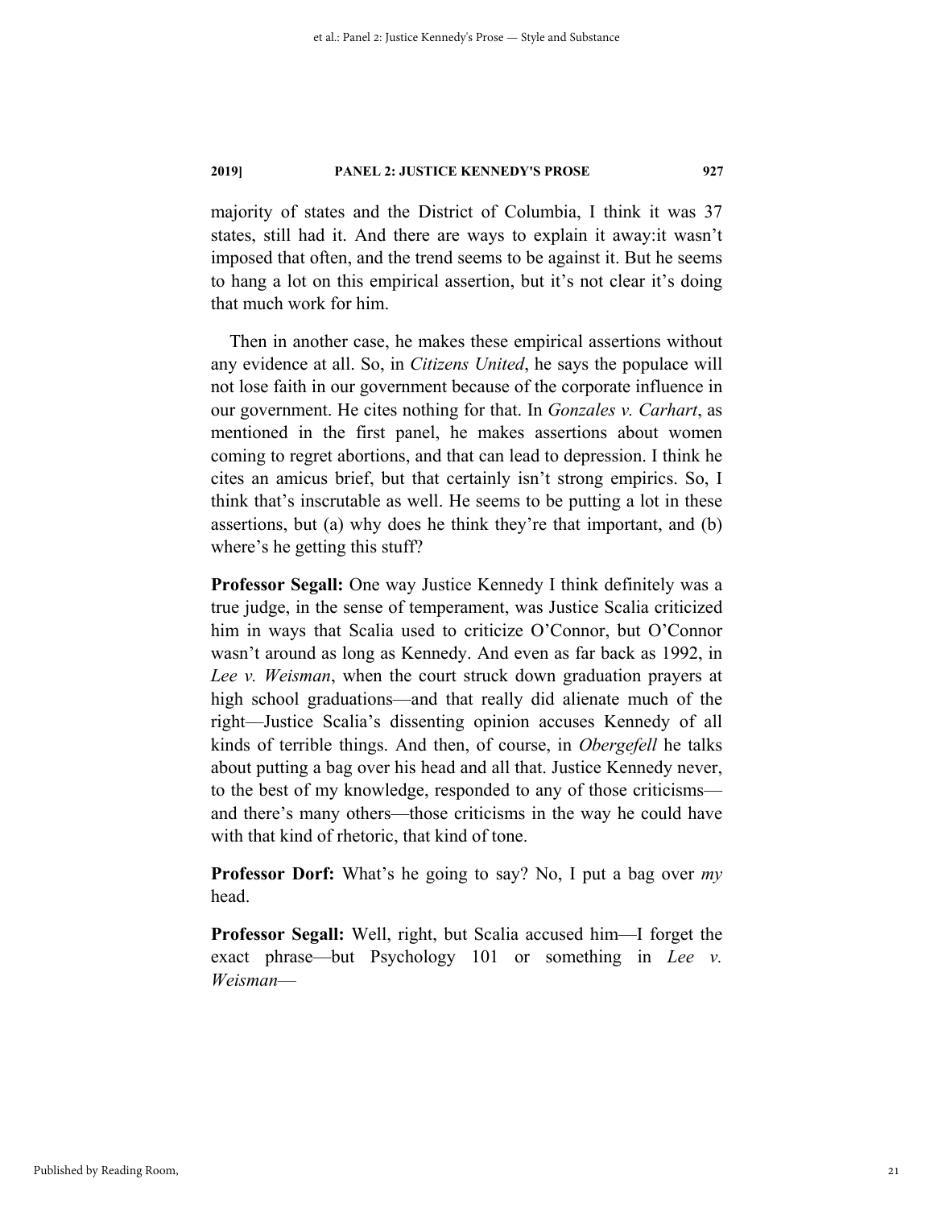majority of states and the District of Columbia, I think it was 37 states, still had it. And there are ways to explain it away:it wasn't imposed that often, and the trend seems to be against it. But he seems to hang a lot on this empirical assertion, but it's not clear it's doing that much work for him.

Then in another case, he makes these empirical assertions without any evidence at all. So, in *Citizens United*, he says the populace will not lose faith in our government because of the corporate influence in our government. He cites nothing for that. In *Gonzales v. Carhart*, as mentioned in the first panel, he makes assertions about women coming to regret abortions, and that can lead to depression. I think he cites an amicus brief, but that certainly isn't strong empirics. So, I think that's inscrutable as well. He seems to be putting a lot in these assertions, but (a) why does he think they're that important, and (b) where's he getting this stuff?

**Professor Segall:** One way Justice Kennedy I think definitely was a true judge, in the sense of temperament, was Justice Scalia criticized him in ways that Scalia used to criticize O'Connor, but O'Connor wasn't around as long as Kennedy. And even as far back as 1992, in *Lee v. Weisman*, when the court struck down graduation prayers at high school graduations—and that really did alienate much of the right—Justice Scalia's dissenting opinion accuses Kennedy of all kinds of terrible things. And then, of course, in *Obergefell* he talks about putting a bag over his head and all that. Justice Kennedy never, to the best of my knowledge, responded to any of those criticisms—and there's many others—those criticisms in the way he could have with that kind of rhetoric, that kind of tone.

**Professor Dorf:** What's he going to say? No, I put a bag over *my* head.

**Professor Segall:** Well, right, but Scalia accused him—I forget the exact phrase—but Psychology 101 or something in *Lee v. Weisman*—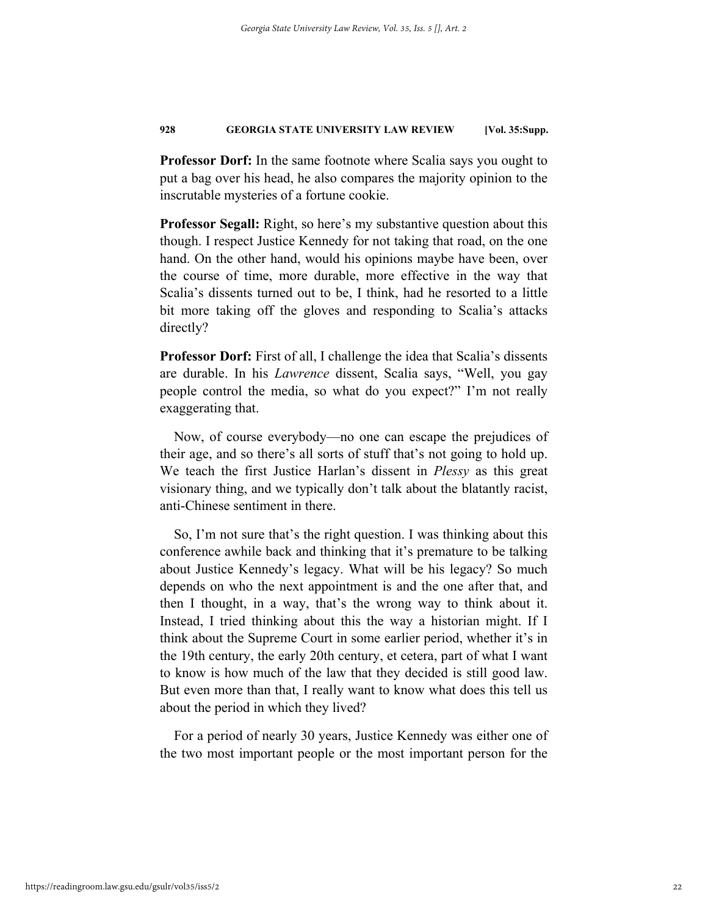**Professor Dorf:** In the same footnote where Scalia says you ought to put a bag over his head, he also compares the majority opinion to the inscrutable mysteries of a fortune cookie.

**Professor Segall:** Right, so here's my substantive question about this though. I respect Justice Kennedy for not taking that road, on the one hand. On the other hand, would his opinions maybe have been, over the course of time, more durable, more effective in the way that Scalia's dissents turned out to be, I think, had he resorted to a little bit more taking off the gloves and responding to Scalia's attacks directly?

**Professor Dorf:** First of all, I challenge the idea that Scalia's dissents are durable. In his *Lawrence* dissent, Scalia says, "Well, you gay people control the media, so what do you expect?" I'm not really exaggerating that.

Now, of course everybody—no one can escape the prejudices of their age, and so there's all sorts of stuff that's not going to hold up. We teach the first Justice Harlan's dissent in *Plessy* as this great visionary thing, and we typically don't talk about the blatantly racist, anti-Chinese sentiment in there.

So, I'm not sure that's the right question. I was thinking about this conference awhile back and thinking that it's premature to be talking about Justice Kennedy's legacy. What will be his legacy? So much depends on who the next appointment is and the one after that, and then I thought, in a way, that's the wrong way to think about it. Instead, I tried thinking about this the way a historian might. If I think about the Supreme Court in some earlier period, whether it's in the 19th century, the early 20th century, et cetera, part of what I want to know is how much of the law that they decided is still good law. But even more than that, I really want to know what does this tell us about the period in which they lived?

For a period of nearly 30 years, Justice Kennedy was either one of the two most important people or the most important person for the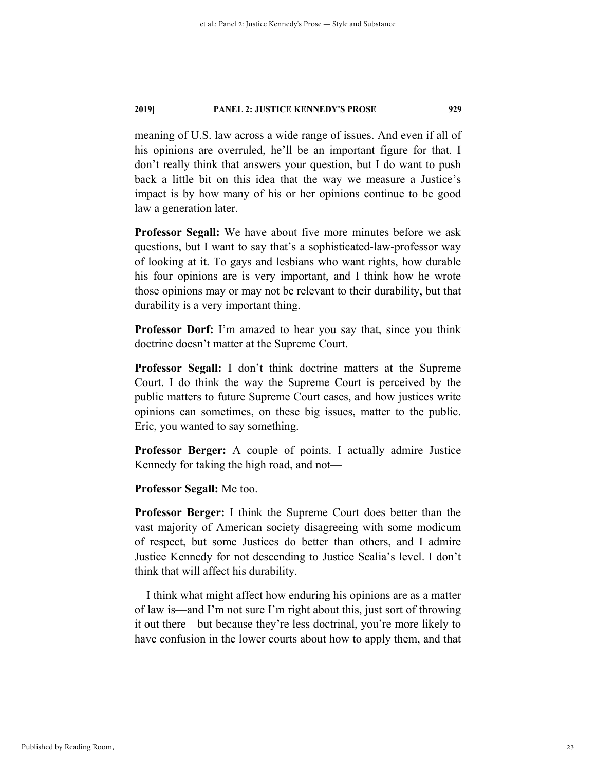meaning of U.S. law across a wide range of issues. And even if all of his opinions are overruled, he'll be an important figure for that. I don't really think that answers your question, but I do want to push back a little bit on this idea that the way we measure a Justice's impact is by how many of his or her opinions continue to be good law a generation later.

**Professor Segall:** We have about five more minutes before we ask questions, but I want to say that's a sophisticated-law-professor way of looking at it. To gays and lesbians who want rights, how durable his four opinions are is very important, and I think how he wrote those opinions may or may not be relevant to their durability, but that durability is a very important thing.

**Professor Dorf:** I'm amazed to hear you say that, since you think doctrine doesn't matter at the Supreme Court.

**Professor Segall:** I don't think doctrine matters at the Supreme Court. I do think the way the Supreme Court is perceived by the public matters to future Supreme Court cases, and how justices write opinions can sometimes, on these big issues, matter to the public. Eric, you wanted to say something.

**Professor Berger:** A couple of points. I actually admire Justice Kennedy for taking the high road, and not—

**Professor Segall:** Me too.

**Professor Berger:** I think the Supreme Court does better than the vast majority of American society disagreeing with some modicum of respect, but some Justices do better than others, and I admire Justice Kennedy for not descending to Justice Scalia's level. I don't think that will affect his durability.

I think what might affect how enduring his opinions are as a matter of law is—and I'm not sure I'm right about this, just sort of throwing it out there—but because they're less doctrinal, you're more likely to have confusion in the lower courts about how to apply them, and that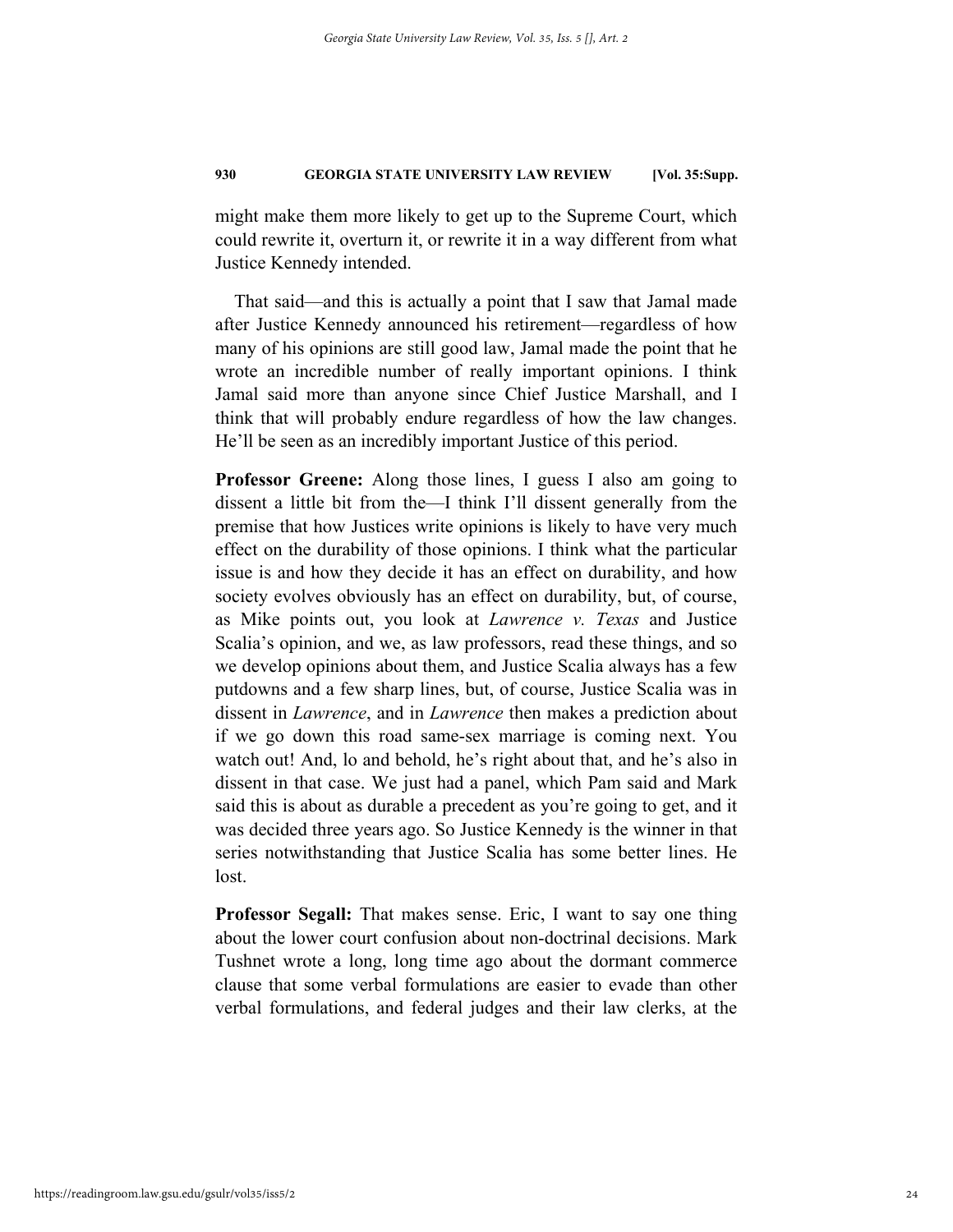might make them more likely to get up to the Supreme Court, which could rewrite it, overturn it, or rewrite it in a way different from what Justice Kennedy intended.

That said—and this is actually a point that I saw that Jamal made after Justice Kennedy announced his retirement—regardless of how many of his opinions are still good law, Jamal made the point that he wrote an incredible number of really important opinions. I think Jamal said more than anyone since Chief Justice Marshall, and I think that will probably endure regardless of how the law changes. He'll be seen as an incredibly important Justice of this period.

**Professor Greene:** Along those lines, I guess I also am going to dissent a little bit from the—I think I'll dissent generally from the premise that how Justices write opinions is likely to have very much effect on the durability of those opinions. I think what the particular issue is and how they decide it has an effect on durability, and how society evolves obviously has an effect on durability, but, of course, as Mike points out, you look at *Lawrence v. Texas* and Justice Scalia's opinion, and we, as law professors, read these things, and so we develop opinions about them, and Justice Scalia always has a few putdowns and a few sharp lines, but, of course, Justice Scalia was in dissent in *Lawrence*, and in *Lawrence* then makes a prediction about if we go down this road same-sex marriage is coming next. You watch out! And, lo and behold, he's right about that, and he's also in dissent in that case. We just had a panel, which Pam said and Mark said this is about as durable a precedent as you're going to get, and it was decided three years ago. So Justice Kennedy is the winner in that series notwithstanding that Justice Scalia has some better lines. He lost.

**Professor Segall:** That makes sense. Eric, I want to say one thing about the lower court confusion about non-doctrinal decisions. Mark Tushnet wrote a long, long time ago about the dormant commerce clause that some verbal formulations are easier to evade than other verbal formulations, and federal judges and their law clerks, at the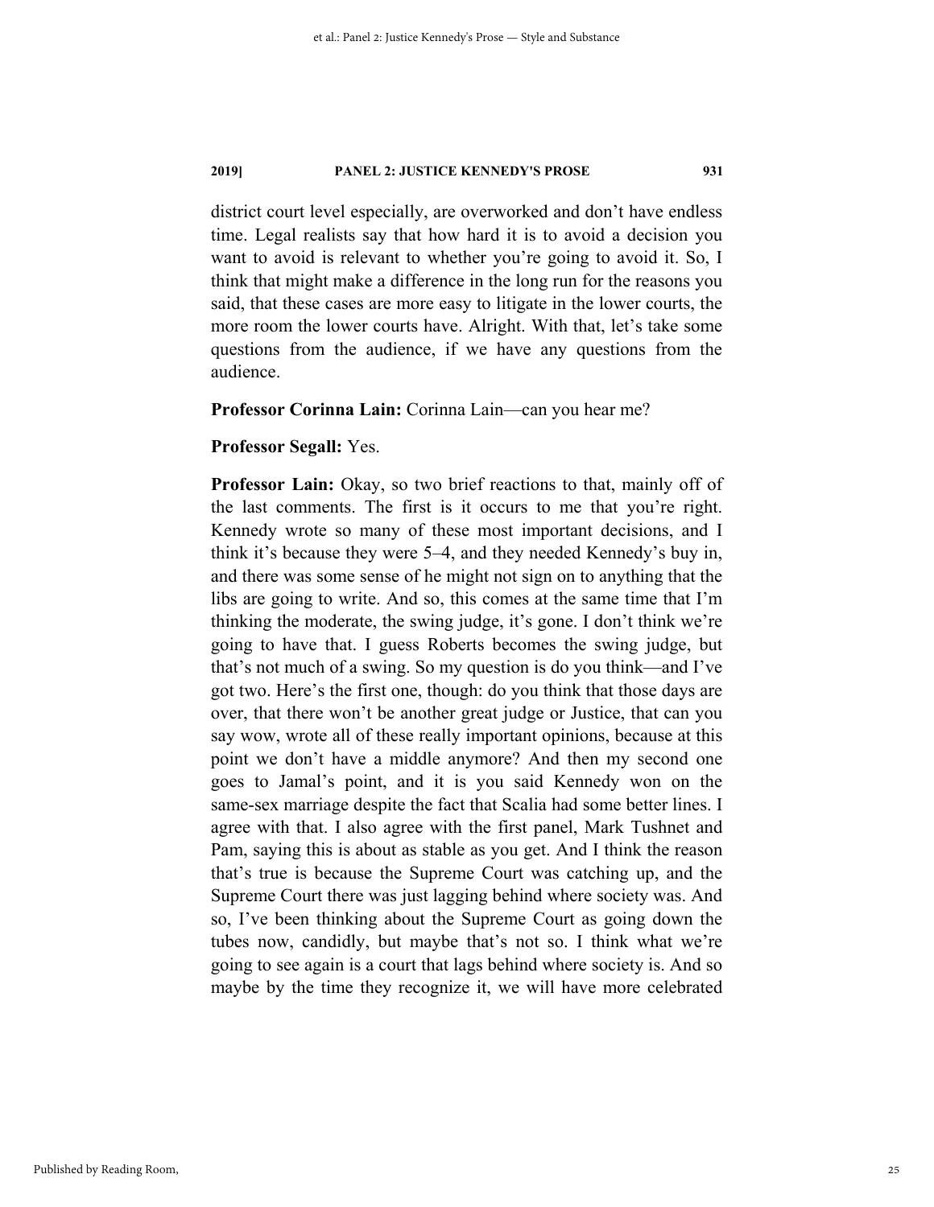district court level especially, are overworked and don't have endless time. Legal realists say that how hard it is to avoid a decision you want to avoid is relevant to whether you're going to avoid it. So, I think that might make a difference in the long run for the reasons you said, that these cases are more easy to litigate in the lower courts, the more room the lower courts have. Alright. With that, let's take some questions from the audience, if we have any questions from the audience.

**Professor Corinna Lain:** Corinna Lain—can you hear me?

**Professor Segall:** Yes.

**Professor Lain:** Okay, so two brief reactions to that, mainly off of the last comments. The first is it occurs to me that you're right. Kennedy wrote so many of these most important decisions, and I think it's because they were 5–4, and they needed Kennedy's buy in, and there was some sense of he might not sign on to anything that the libs are going to write. And so, this comes at the same time that I'm thinking the moderate, the swing judge, it's gone. I don't think we're going to have that. I guess Roberts becomes the swing judge, but that's not much of a swing. So my question is do you think—and I've got two. Here's the first one, though: do you think that those days are over, that there won't be another great judge or Justice, that can you say wow, wrote all of these really important opinions, because at this point we don't have a middle anymore? And then my second one goes to Jamal's point, and it is you said Kennedy won on the same-sex marriage despite the fact that Scalia had some better lines. I agree with that. I also agree with the first panel, Mark Tushnet and Pam, saying this is about as stable as you get. And I think the reason that's true is because the Supreme Court was catching up, and the Supreme Court there was just lagging behind where society was. And so, I've been thinking about the Supreme Court as going down the tubes now, candidly, but maybe that's not so. I think what we're going to see again is a court that lags behind where society is. And so maybe by the time they recognize it, we will have more celebrated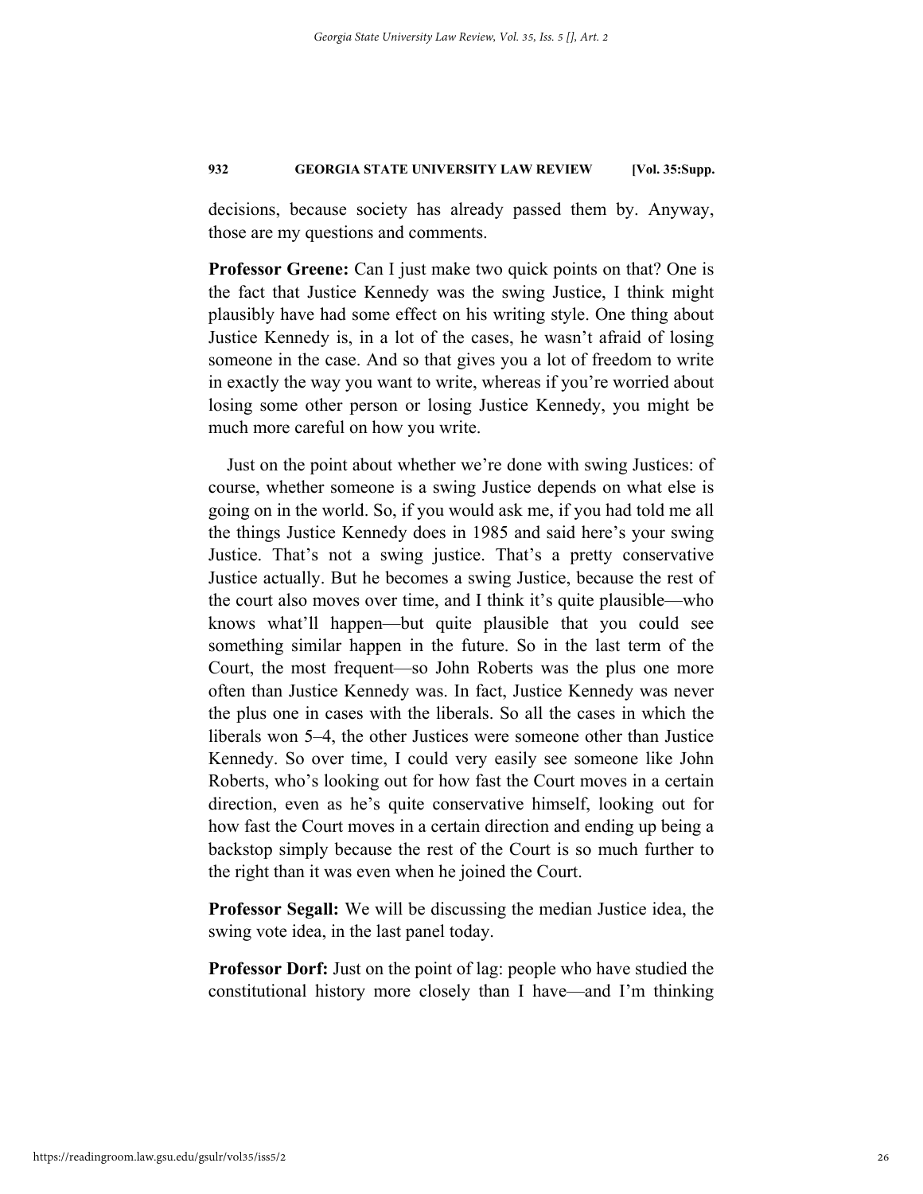decisions, because society has already passed them by. Anyway, those are my questions and comments.

**Professor Greene:** Can I just make two quick points on that? One is the fact that Justice Kennedy was the swing Justice, I think might plausibly have had some effect on his writing style. One thing about Justice Kennedy is, in a lot of the cases, he wasn't afraid of losing someone in the case. And so that gives you a lot of freedom to write in exactly the way you want to write, whereas if you're worried about losing some other person or losing Justice Kennedy, you might be much more careful on how you write.

Just on the point about whether we're done with swing Justices: of course, whether someone is a swing Justice depends on what else is going on in the world. So, if you would ask me, if you had told me all the things Justice Kennedy does in 1985 and said here's your swing Justice. That's not a swing justice. That's a pretty conservative Justice actually. But he becomes a swing Justice, because the rest of the court also moves over time, and I think it's quite plausible—who knows what'll happen—but quite plausible that you could see something similar happen in the future. So in the last term of the Court, the most frequent—so John Roberts was the plus one more often than Justice Kennedy was. In fact, Justice Kennedy was never the plus one in cases with the liberals. So all the cases in which the liberals won 5–4, the other Justices were someone other than Justice Kennedy. So over time, I could very easily see someone like John Roberts, who's looking out for how fast the Court moves in a certain direction, even as he's quite conservative himself, looking out for how fast the Court moves in a certain direction and ending up being a backstop simply because the rest of the Court is so much further to the right than it was even when he joined the Court.

**Professor Segall:** We will be discussing the median Justice idea, the swing vote idea, in the last panel today.

**Professor Dorf:** Just on the point of lag: people who have studied the constitutional history more closely than I have—and I'm thinking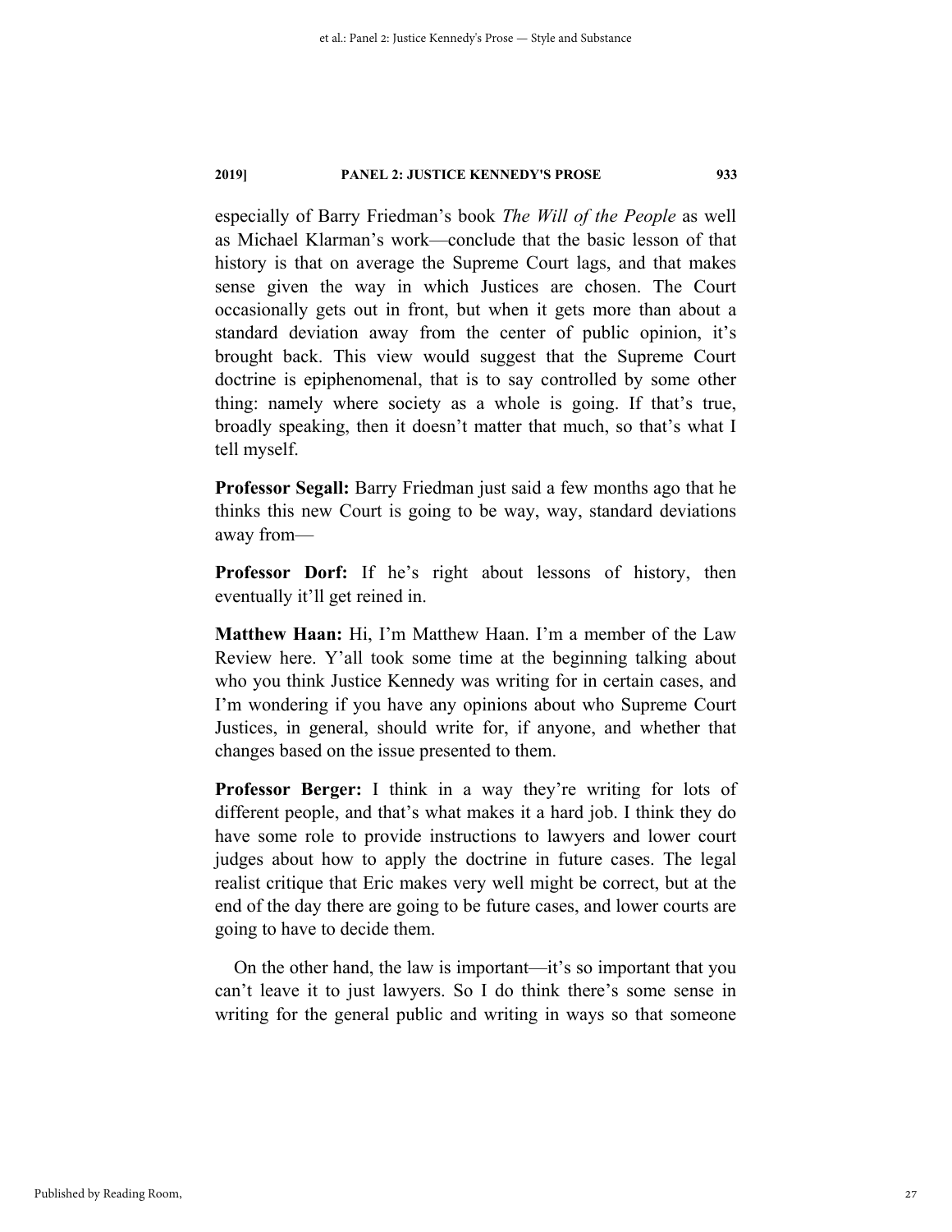especially of Barry Friedman's book *The Will of the People* as well as Michael Klarman's work—conclude that the basic lesson of that history is that on average the Supreme Court lags, and that makes sense given the way in which Justices are chosen. The Court occasionally gets out in front, but when it gets more than about a standard deviation away from the center of public opinion, it's brought back. This view would suggest that the Supreme Court doctrine is epiphenomenal, that is to say controlled by some other thing: namely where society as a whole is going. If that's true, broadly speaking, then it doesn't matter that much, so that's what I tell myself.

**Professor Segall:** Barry Friedman just said a few months ago that he thinks this new Court is going to be way, way, standard deviations away from—

**Professor Dorf:** If he's right about lessons of history, then eventually it'll get reined in.

**Matthew Haan:** Hi, I'm Matthew Haan. I'm a member of the Law Review here. Y'all took some time at the beginning talking about who you think Justice Kennedy was writing for in certain cases, and I'm wondering if you have any opinions about who Supreme Court Justices, in general, should write for, if anyone, and whether that changes based on the issue presented to them.

**Professor Berger:** I think in a way they're writing for lots of different people, and that's what makes it a hard job. I think they do have some role to provide instructions to lawyers and lower court judges about how to apply the doctrine in future cases. The legal realist critique that Eric makes very well might be correct, but at the end of the day there are going to be future cases, and lower courts are going to have to decide them.

On the other hand, the law is important—it's so important that you can't leave it to just lawyers. So I do think there's some sense in writing for the general public and writing in ways so that someone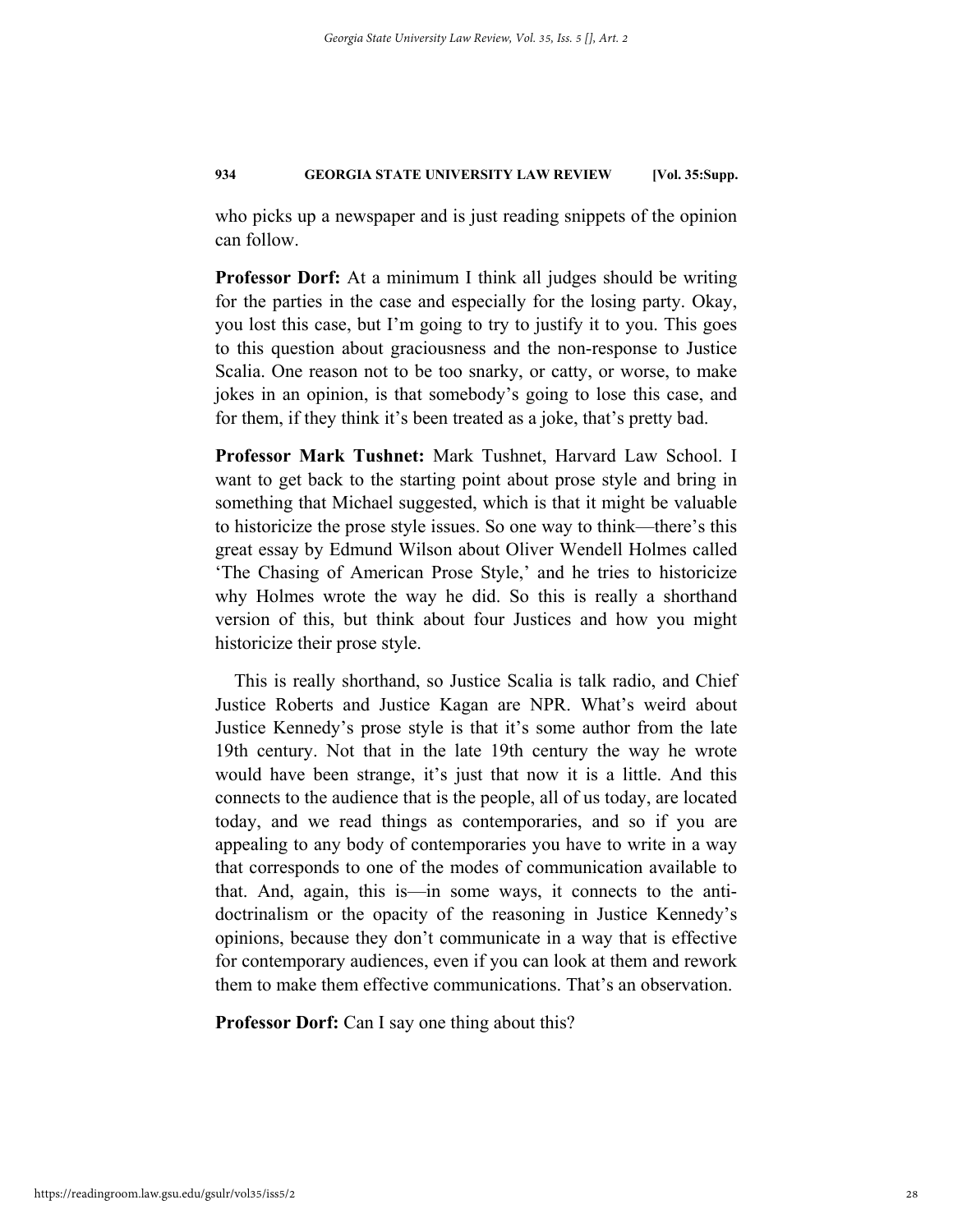who picks up a newspaper and is just reading snippets of the opinion can follow.

**Professor Dorf:** At a minimum I think all judges should be writing for the parties in the case and especially for the losing party. Okay, you lost this case, but I'm going to try to justify it to you. This goes to this question about graciousness and the non-response to Justice Scalia. One reason not to be too snarky, or catty, or worse, to make jokes in an opinion, is that somebody's going to lose this case, and for them, if they think it's been treated as a joke, that's pretty bad.

**Professor Mark Tushnet:** Mark Tushnet, Harvard Law School. I want to get back to the starting point about prose style and bring in something that Michael suggested, which is that it might be valuable to historicize the prose style issues. So one way to think—there's this great essay by Edmund Wilson about Oliver Wendell Holmes called 'The Chasing of American Prose Style,' and he tries to historicize why Holmes wrote the way he did. So this is really a shorthand version of this, but think about four Justices and how you might historicize their prose style.

This is really shorthand, so Justice Scalia is talk radio, and Chief Justice Roberts and Justice Kagan are NPR. What's weird about Justice Kennedy's prose style is that it's some author from the late 19th century. Not that in the late 19th century the way he wrote would have been strange, it's just that now it is a little. And this connects to the audience that is the people, all of us today, are located today, and we read things as contemporaries, and so if you are appealing to any body of contemporaries you have to write in a way that corresponds to one of the modes of communication available to that. And, again, this is—in some ways, it connects to the anti-doctrinalism or the opacity of the reasoning in Justice Kennedy's opinions, because they don't communicate in a way that is effective for contemporary audiences, even if you can look at them and rework them to make them effective communications. That's an observation.

**Professor Dorf:** Can I say one thing about this?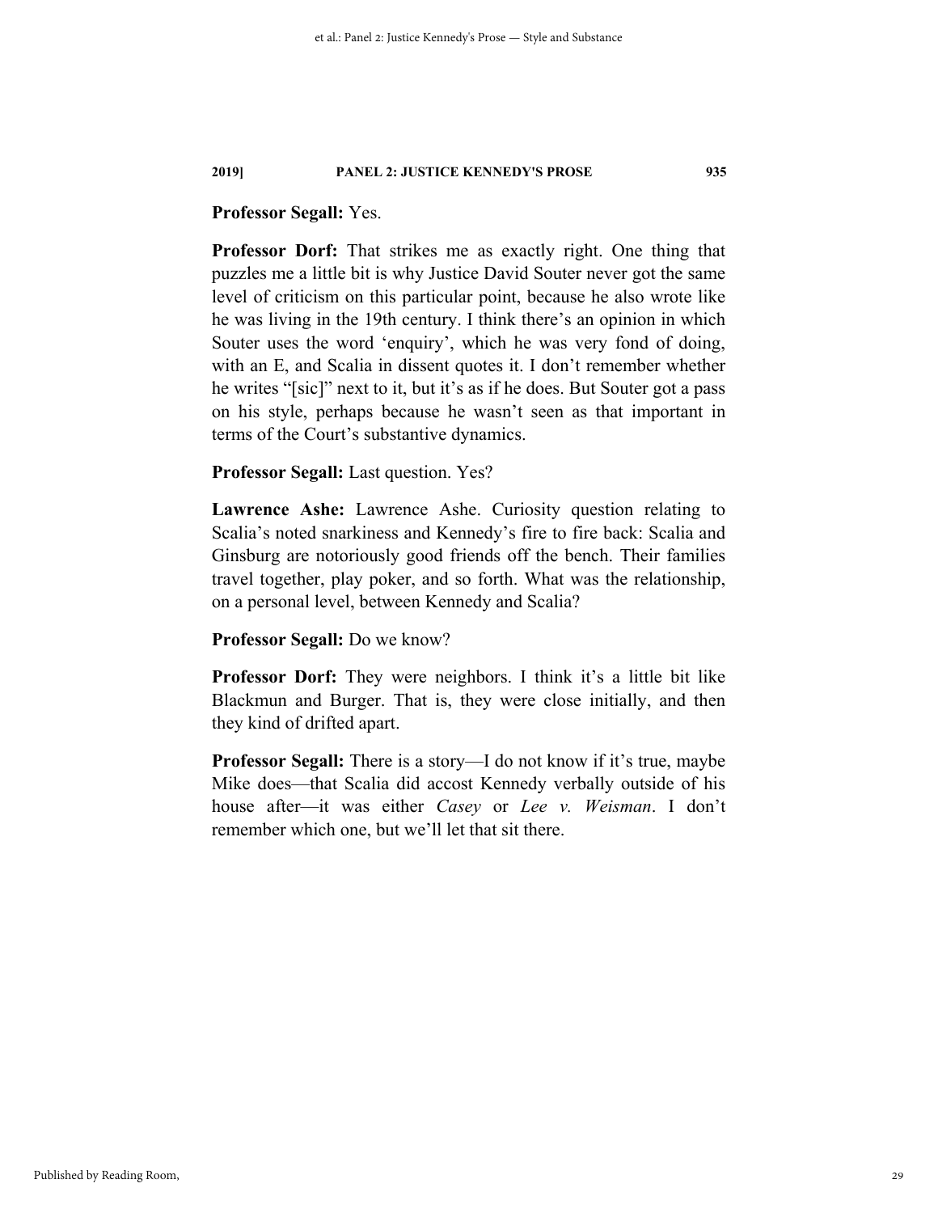**Professor Segall:** Yes.

**Professor Dorf:** That strikes me as exactly right. One thing that puzzles me a little bit is why Justice David Souter never got the same level of criticism on this particular point, because he also wrote like he was living in the 19th century. I think there's an opinion in which Souter uses the word 'enquiry', which he was very fond of doing, with an E, and Scalia in dissent quotes it. I don't remember whether he writes "[sic]" next to it, but it's as if he does. But Souter got a pass on his style, perhaps because he wasn't seen as that important in terms of the Court's substantive dynamics.

**Professor Segall:** Last question. Yes?

**Lawrence Ashe:** Lawrence Ashe. Curiosity question relating to Scalia's noted snarkiness and Kennedy's fire to fire back: Scalia and Ginsburg are notoriously good friends off the bench. Their families travel together, play poker, and so forth. What was the relationship, on a personal level, between Kennedy and Scalia?

**Professor Segall:** Do we know?

**Professor Dorf:** They were neighbors. I think it's a little bit like Blackmun and Burger. That is, they were close initially, and then they kind of drifted apart.

**Professor Segall:** There is a story—I do not know if it's true, maybe Mike does—that Scalia did accost Kennedy verbally outside of his house after—it was either *Casey* or *Lee v. Weisman*. I don't remember which one, but we'll let that sit there.